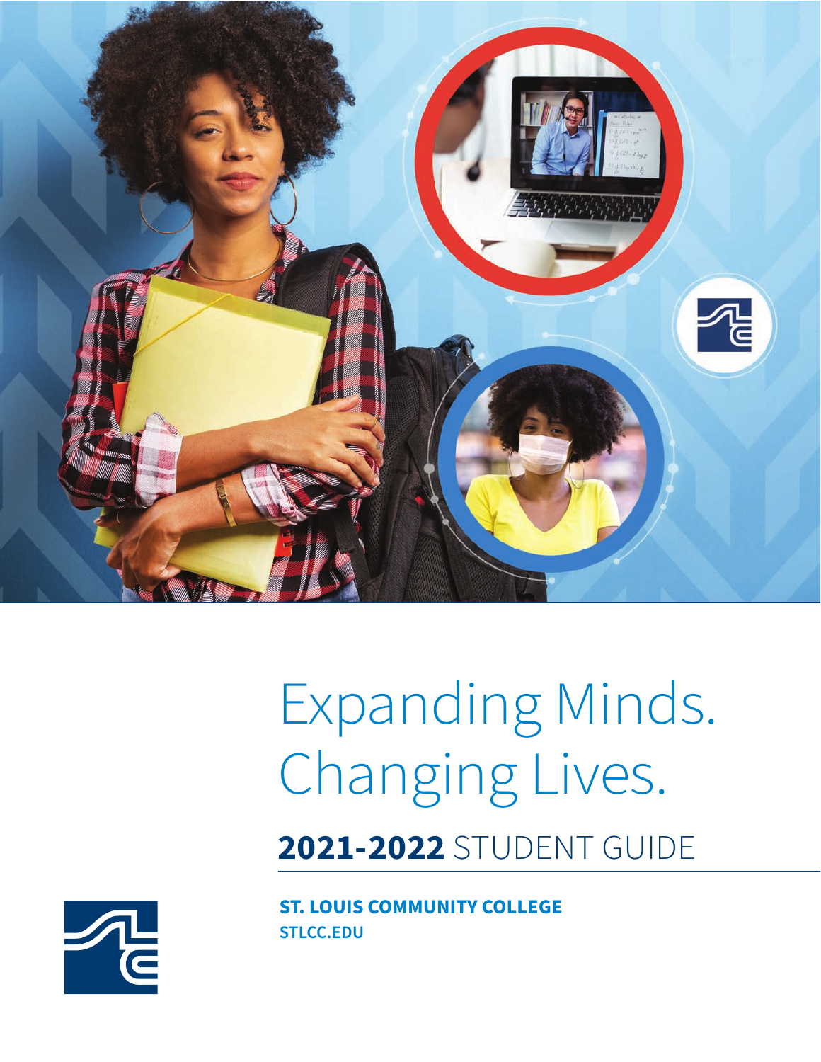# Expanding Minds. Changing Lives.

## **2021-2022** STUDENT GUIDE

**ST. LOUIS COMMUNITY COLLEGE**
**STLCC.EDU**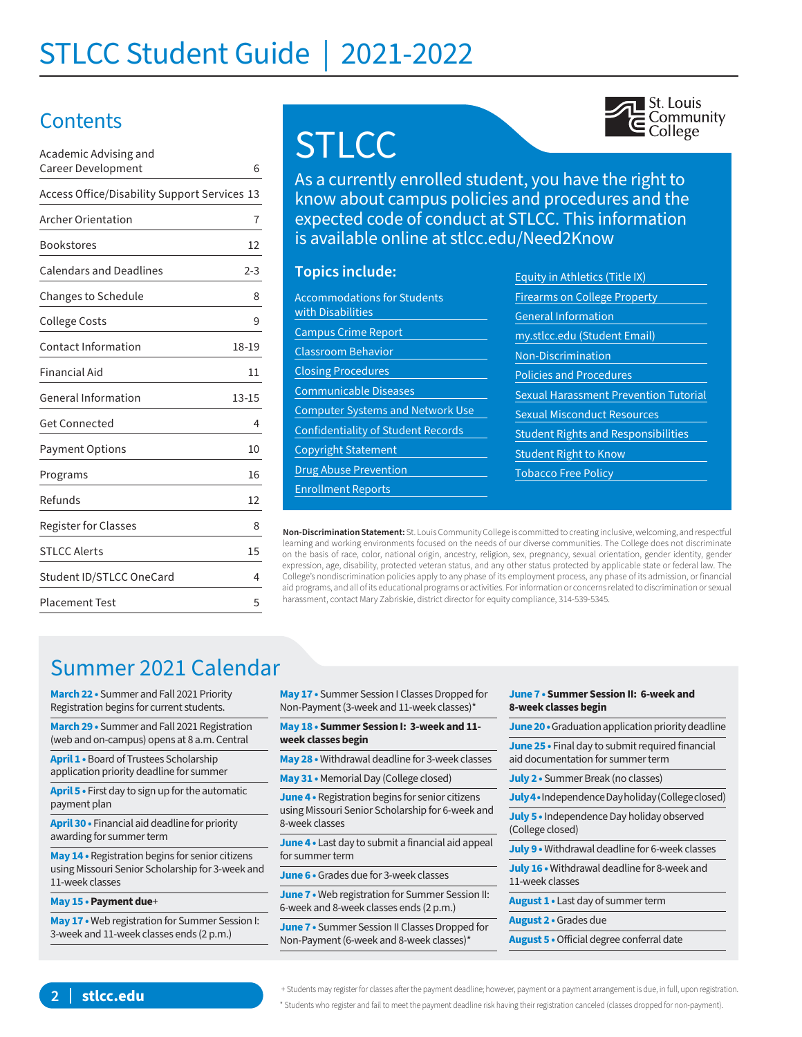# STLCC Student Guide | 2021-2022

## Contents

| | |
|---|---|
| Academic Advising and Career Development | 6 |
| Access Office/Disability Support Services | 13 |
| Archer Orientation | 7 |
| Bookstores | 12 |
| Calendars and Deadlines | 2-3 |
| Changes to Schedule | 8 |
| College Costs | 9 |
| Contact Information | 18-19 |
| Financial Aid | 11 |
| General Information | 13-15 |
| Get Connected | 4 |
| Payment Options | 10 |
| Programs | 16 |
| Refunds | 12 |
| Register for Classes | 8 |
| STLCC Alerts | 15 |
| Student ID/STLCC OneCard | 4 |
| Placement Test | 5 |

## STLCC

St. Louis Community College

As a currently enrolled student, you have the right to know about campus policies and procedures and the expected code of conduct at STLCC. This information is available online at stlcc.edu/Need2Know

### Topics include:

- Accommodations for Students with Disabilities
- Campus Crime Report
- Classroom Behavior
- Closing Procedures
- Communicable Diseases
- Computer Systems and Network Use
- Confidentiality of Student Records
- Copyright Statement
- Drug Abuse Prevention
- Enrollment Reports
- Equity in Athletics (Title IX)
- Firearms on College Property
- General Information
- my.stlcc.edu (Student Email)
- Non-Discrimination
- Policies and Procedures
- Sexual Harassment Prevention Tutorial
- Sexual Misconduct Resources
- Student Rights and Responsibilities
- Student Right to Know
- Tobacco Free Policy

**Non-Discrimination Statement:** St. Louis Community College is committed to creating inclusive, welcoming, and respectful learning and working environments focused on the needs of our diverse communities. The College does not discriminate on the basis of race, color, national origin, ancestry, religion, sex, pregnancy, sexual orientation, gender identity, gender expression, age, disability, protected veteran status, and any other status protected by applicable state or federal law. The College's nondiscrimination policies apply to any phase of its employment process, any phase of its admission, or financial aid programs, and all of its educational programs or activities. For information or concerns related to discrimination or sexual harassment, contact Mary Zabriskie, district director for equity compliance, 314-539-5345.

## Summer 2021 Calendar

- **March 22** • Summer and Fall 2021 Priority Registration begins for current students.
- **March 29** • Summer and Fall 2021 Registration (web and on-campus) opens at 8 a.m. Central
- **April 1** • Board of Trustees Scholarship application priority deadline for summer
- **April 5** • First day to sign up for the automatic payment plan
- **April 30** • Financial aid deadline for priority awarding for summer term
- **May 14** • Registration begins for senior citizens using Missouri Senior Scholarship for 3-week and 11-week classes
- **May 15** • **Payment due**+
- **May 17** • Web registration for Summer Session I: 3-week and 11-week classes ends (2 p.m.)
- **May 17** • Summer Session I Classes Dropped for Non-Payment (3-week and 11-week classes)*
- **May 18** • **Summer Session I: 3-week and 11-week classes begin**
- **May 28** • Withdrawal deadline for 3-week classes
- **May 31** • Memorial Day (College closed)
- **June 4** • Registration begins for senior citizens using Missouri Senior Scholarship for 6-week and 8-week classes
- **June 4** • Last day to submit a financial aid appeal for summer term
- **June 6** • Grades due for 3-week classes
- **June 7** • Web registration for Summer Session II: 6-week and 8-week classes ends (2 p.m.)
- **June 7** • Summer Session II Classes Dropped for Non-Payment (6-week and 8-week classes)*
- **June 7** • **Summer Session II: 6-week and 8-week classes begin**
- **June 20** • Graduation application priority deadline
- **June 25** • Final day to submit required financial aid documentation for summer term
- **July 2** • Summer Break (no classes)
- **July 4** • Independence Day holiday (College closed)
- **July 5** • Independence Day holiday observed (College closed)
- **July 9** • Withdrawal deadline for 6-week classes
- **July 16** • Withdrawal deadline for 8-week and 11-week classes
- **August 1** • Last day of summer term
- **August 2** • Grades due
- **August 5** • Official degree conferral date

+ Students may register for classes after the payment deadline; however, payment or a payment arrangement is due, in full, upon registration.

* Students who register and fail to meet the payment deadline risk having their registration canceled (classes dropped for non-payment).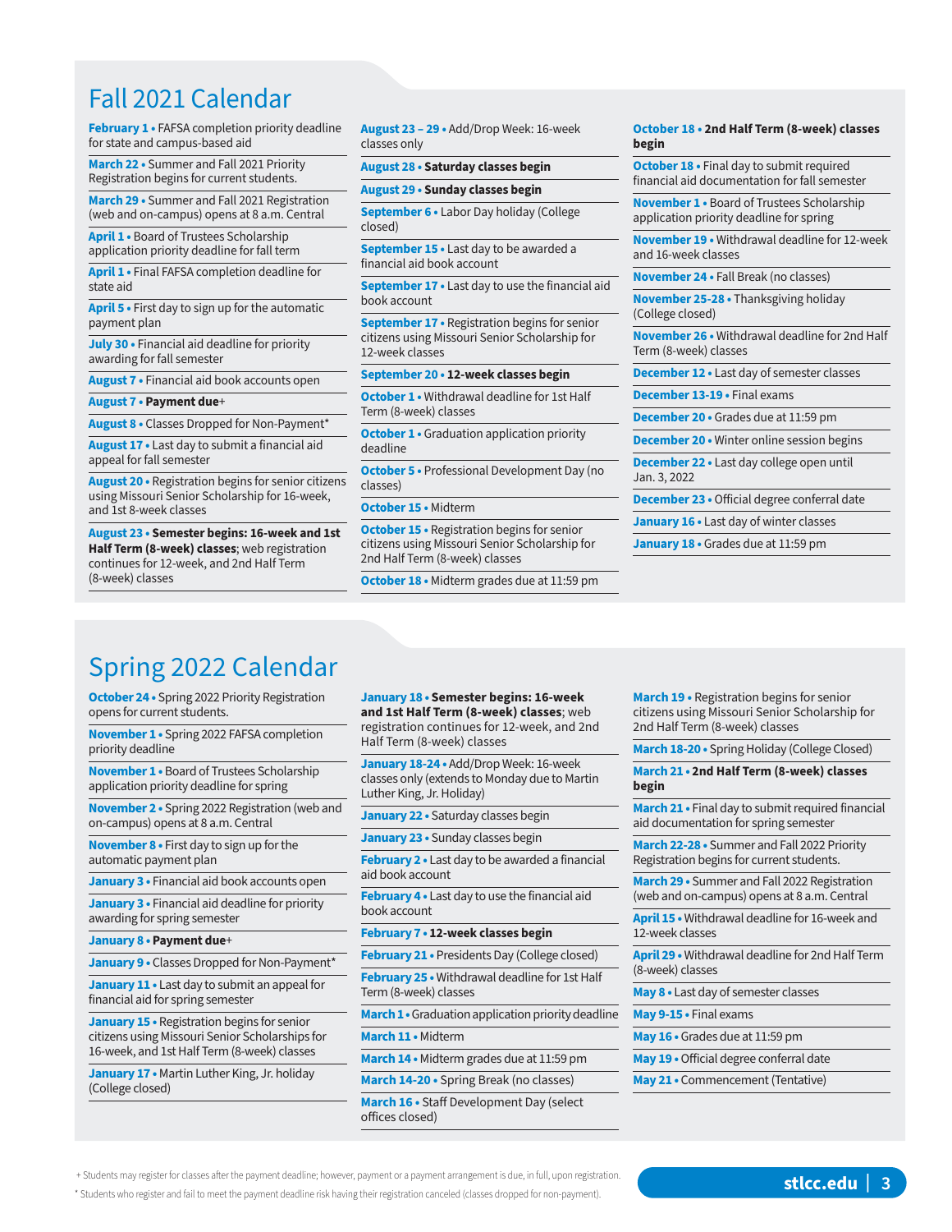# Fall 2021 Calendar

**February 1** • FAFSA completion priority deadline for state and campus-based aid

**March 22** • Summer and Fall 2021 Priority Registration begins for current students.

**March 29** • Summer and Fall 2021 Registration (web and on-campus) opens at 8 a.m. Central

**April 1** • Board of Trustees Scholarship application priority deadline for fall term

**April 1** • Final FAFSA completion deadline for state aid

**April 5** • First day to sign up for the automatic payment plan

**July 30** • Financial aid deadline for priority awarding for fall semester

**August 7** • Financial aid book accounts open

**August 7** • **Payment due**+

**August 8** • Classes Dropped for Non-Payment*

**August 17** • Last day to submit a financial aid appeal for fall semester

**August 20** • Registration begins for senior citizens using Missouri Senior Scholarship for 16-week, and 1st 8-week classes

**August 23** • **Semester begins: 16-week and 1st Half Term (8-week) classes**; web registration continues for 12-week, and 2nd Half Term (8-week) classes

**August 23 – 29** • Add/Drop Week: 16-week classes only

**August 28** • **Saturday classes begin**

**August 29** • **Sunday classes begin**

**September 6** • Labor Day holiday (College closed)

**September 15** • Last day to be awarded a financial aid book account

**September 17** • Last day to use the financial aid book account

**September 17** • Registration begins for senior citizens using Missouri Senior Scholarship for 12-week classes

**September 20** • **12-week classes begin**

**October 1** • Withdrawal deadline for 1st Half Term (8-week) classes

**October 1** • Graduation application priority deadline

**October 5** • Professional Development Day (no classes)

**October 15** • Midterm

**October 15** • Registration begins for senior citizens using Missouri Senior Scholarship for 2nd Half Term (8-week) classes

**October 18** • Midterm grades due at 11:59 pm

**October 18** • **2nd Half Term (8-week) classes begin**

**October 18** • Final day to submit required financial aid documentation for fall semester

**November 1** • Board of Trustees Scholarship application priority deadline for spring

**November 19** • Withdrawal deadline for 12-week and 16-week classes

**November 24** • Fall Break (no classes)

**November 25-28** • Thanksgiving holiday (College closed)

**November 26** • Withdrawal deadline for 2nd Half Term (8-week) classes

**December 12** • Last day of semester classes

**December 13-19** • Final exams

**December 20** • Grades due at 11:59 pm

**December 20** • Winter online session begins

**December 22** • Last day college open until Jan. 3, 2022

**December 23** • Official degree conferral date

**January 16** • Last day of winter classes

**January 18** • Grades due at 11:59 pm

# Spring 2022 Calendar

**October 24** • Spring 2022 Priority Registration opens for current students.

**November 1** • Spring 2022 FAFSA completion priority deadline

**November 1** • Board of Trustees Scholarship application priority deadline for spring

**November 2** • Spring 2022 Registration (web and on-campus) opens at 8 a.m. Central

**November 8** • First day to sign up for the automatic payment plan

**January 3** • Financial aid book accounts open

**January 3** • Financial aid deadline for priority awarding for spring semester

**January 8** • **Payment due**+

**January 9** • Classes Dropped for Non-Payment*

**January 11** • Last day to submit an appeal for financial aid for spring semester

**January 15** • Registration begins for senior citizens using Missouri Senior Scholarships for 16-week, and 1st Half Term (8-week) classes

**January 17** • Martin Luther King, Jr. holiday (College closed)

**January 18** • **Semester begins: 16-week and 1st Half Term (8-week) classes**; web registration continues for 12-week, and 2nd Half Term (8-week) classes

**January 18-24** • Add/Drop Week: 16-week classes only (extends to Monday due to Martin Luther King, Jr. Holiday)

**January 22** • Saturday classes begin

**January 23** • Sunday classes begin

**February 2** • Last day to be awarded a financial aid book account

**February 4** • Last day to use the financial aid book account

**February 7** • **12-week classes begin**

**February 21** • Presidents Day (College closed)

**February 25** • Withdrawal deadline for 1st Half Term (8-week) classes

**March 1** • Graduation application priority deadline

**March 11** • Midterm

**March 14** • Midterm grades due at 11:59 pm

**March 14-20** • Spring Break (no classes)

**March 16** • Staff Development Day (select offices closed)

**March 19** • Registration begins for senior citizens using Missouri Senior Scholarships for 2nd Half Term (8-week) classes

**March 18-20** • Spring Holiday (College Closed)

**March 21** • **2nd Half Term (8-week) classes begin**

**March 21** • Final day to submit required financial aid documentation for spring semester

**March 22-28** • Summer and Fall 2022 Priority Registration begins for current students.

**March 29** • Summer and Fall 2022 Registration (web and on-campus) opens at 8 a.m. Central

**April 15** • Withdrawal deadline for 16-week and 12-week classes

**April 29** • Withdrawal deadline for 2nd Half Term (8-week) classes

**May 8** • Last day of semester classes

**May 9-15** • Final exams

**May 16** • Grades due at 11:59 pm

**May 19** • Official degree conferral date

**May 21** • Commencement (Tentative)

+ Students may register for classes after the payment deadline; however, payment or a payment arrangement is due, in full, upon registration.

* Students who register and fail to meet the payment deadline risk having their registration canceled (classes dropped for non-payment).

stlcc.edu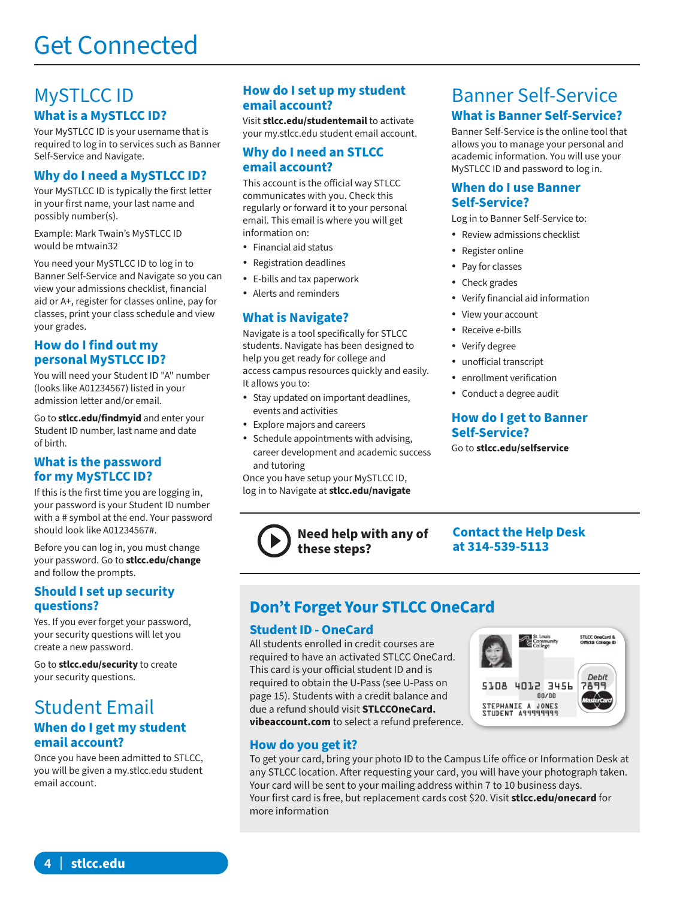# Get Connected

## MySTLCC ID

### What is a MySTLCC ID?

Your MySTLCC ID is your username that is required to log in to services such as Banner Self-Service and Navigate.

### Why do I need a MySTLCC ID?

Your MySTLCC ID is typically the first letter in your first name, your last name and possibly number(s).

Example: Mark Twain's MySTLCC ID would be mtwain32

You need your MySTLCC ID to log in to Banner Self-Service and Navigate so you can view your admissions checklist, financial aid or A+, register for classes online, pay for classes, print your class schedule and view your grades.

### How do I find out my personal MySTLCC ID?

You will need your Student ID "A" number (looks like A01234567) listed in your admission letter and/or email.

Go to **stlcc.edu/findmyid** and enter your Student ID number, last name and date of birth.

### What is the password for my MySTLCC ID?

If this is the first time you are logging in, your password is your Student ID number with a # symbol at the end. Your password should look like A01234567#.

Before you can log in, you must change your password. Go to **stlcc.edu/change** and follow the prompts.

### Should I set up security questions?

Yes. If you ever forget your password, your security questions will let you create a new password.

Go to **stlcc.edu/security** to create your security questions.

## Student Email

### When do I get my student email account?

Once you have been admitted to STLCC, you will be given a my.stlcc.edu student email account.

### How do I set up my student email account?

Visit **stlcc.edu/studentemail** to activate your my.stlcc.edu student email account.

### Why do I need an STLCC email account?

This account is the official way STLCC communicates with you. Check this regularly or forward it to your personal email. This email is where you will get information on:

- Financial aid status
- Registration deadlines
- E-bills and tax paperwork
- Alerts and reminders

### What is Navigate?

Navigate is a tool specifically for STLCC students. Navigate has been designed to help you get ready for college and access campus resources quickly and easily. It allows you to:

- Stay updated on important deadlines, events and activities
- Explore majors and careers
- Schedule appointments with advising, career development and academic success and tutoring

Once you have setup your MySTLCC ID, log in to Navigate at **stlcc.edu/navigate**

## Banner Self-Service

### What is Banner Self-Service?

Banner Self-Service is the online tool that allows you to manage your personal and academic information. You will use your MySTLCC ID and password to log in.

### When do I use Banner Self-Service?

Log in to Banner Self-Service to:

- Review admissions checklist
- Register online
- Pay for classes
- Check grades
- Verify financial aid information
- View your account
- Receive e-bills
- Verify degree
- unofficial transcript
- enrollment verification
- Conduct a degree audit

### How do I get to Banner Self-Service?

Go to **stlcc.edu/selfservice**

**Need help with any of these steps?**

**Contact the Help Desk at 314-539-5113**

## Don't Forget Your STLCC OneCard

### Student ID - OneCard

All students enrolled in credit courses are required to have an activated STLCC OneCard. This card is your official student ID and is required to obtain the U-Pass (see U-Pass on page 15). Students with a credit balance and due a refund should visit **STLCCOneCard. vibeaccount.com** to select a refund preference.

### How do you get it?

To get your card, bring your photo ID to the Campus Life office or Information Desk at any STLCC location. After requesting your card, you will have your photograph taken. Your card will be sent to your mailing address within 7 to 10 business days.
Your first card is free, but replacement cards cost $20. Visit **stlcc.edu/onecard** for more information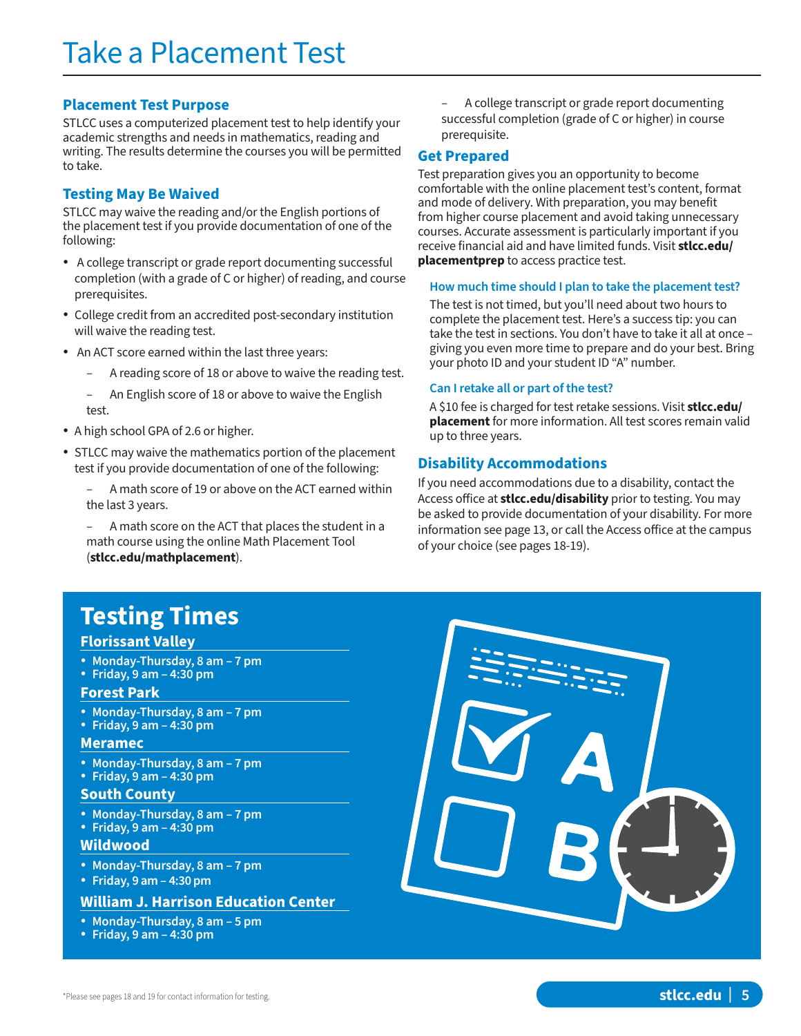# Take a Placement Test

## Placement Test Purpose

STLCC uses a computerized placement test to help identify your academic strengths and needs in mathematics, reading and writing. The results determine the courses you will be permitted to take.

## Testing May Be Waived

STLCC may waive the reading and/or the English portions of the placement test if you provide documentation of one of the following:

- A college transcript or grade report documenting successful completion (with a grade of C or higher) of reading, and course prerequisites.
- College credit from an accredited post-secondary institution will waive the reading test.
- An ACT score earned within the last three years:
  - A reading score of 18 or above to waive the reading test.
  - An English score of 18 or above to waive the English test.
- A high school GPA of 2.6 or higher.
- STLCC may waive the mathematics portion of the placement test if you provide documentation of one of the following:
  - A math score of 19 or above on the ACT earned within the last 3 years.
  - A math score on the ACT that places the student in a math course using the online Math Placement Tool (**stlcc.edu/mathplacement**).
  - A college transcript or grade report documenting successful completion (grade of C or higher) in course prerequisite.

## Get Prepared

Test preparation gives you an opportunity to become comfortable with the online placement test's content, format and mode of delivery. With preparation, you may benefit from higher course placement and avoid taking unnecessary courses. Accurate assessment is particularly important if you receive financial aid and have limited funds. Visit **stlcc.edu/placementprep** to access practice test.

### How much time should I plan to take the placement test?

The test is not timed, but you'll need about two hours to complete the placement test. Here's a success tip: you can take the test in sections. You don't have to take it all at once – giving you even more time to prepare and do your best. Bring your photo ID and your student ID "A" number.

### Can I retake all or part of the test?

A $10 fee is charged for test retake sessions. Visit **stlcc.edu/placement** for more information. All test scores remain valid up to three years.

## Disability Accommodations

If you need accommodations due to a disability, contact the Access office at **stlcc.edu/disability** prior to testing. You may be asked to provide documentation of your disability. For more information see page 13, or call the Access office at the campus of your choice (see pages 18-19).

## Testing Times

### Florissant Valley

- **Monday-Thursday, 8 am – 7 pm**
- **Friday, 9 am – 4:30 pm**

### Forest Park

- **Monday-Thursday, 8 am – 7 pm**
- **Friday, 9 am – 4:30 pm**

### Meramec

- **Monday-Thursday, 8 am – 7 pm**
- **Friday, 9 am – 4:30 pm**

### South County

- **Monday-Thursday, 8 am – 7 pm**
- **Friday, 9 am – 4:30 pm**

### Wildwood

- **Monday-Thursday, 8 am – 7 pm**
- **Friday, 9 am – 4:30 pm**

### William J. Harrison Education Center

- **Monday-Thursday, 8 am – 5 pm**
- **Friday, 9 am – 4:30 pm**

*Please see pages 18 and 19 for contact information for testing.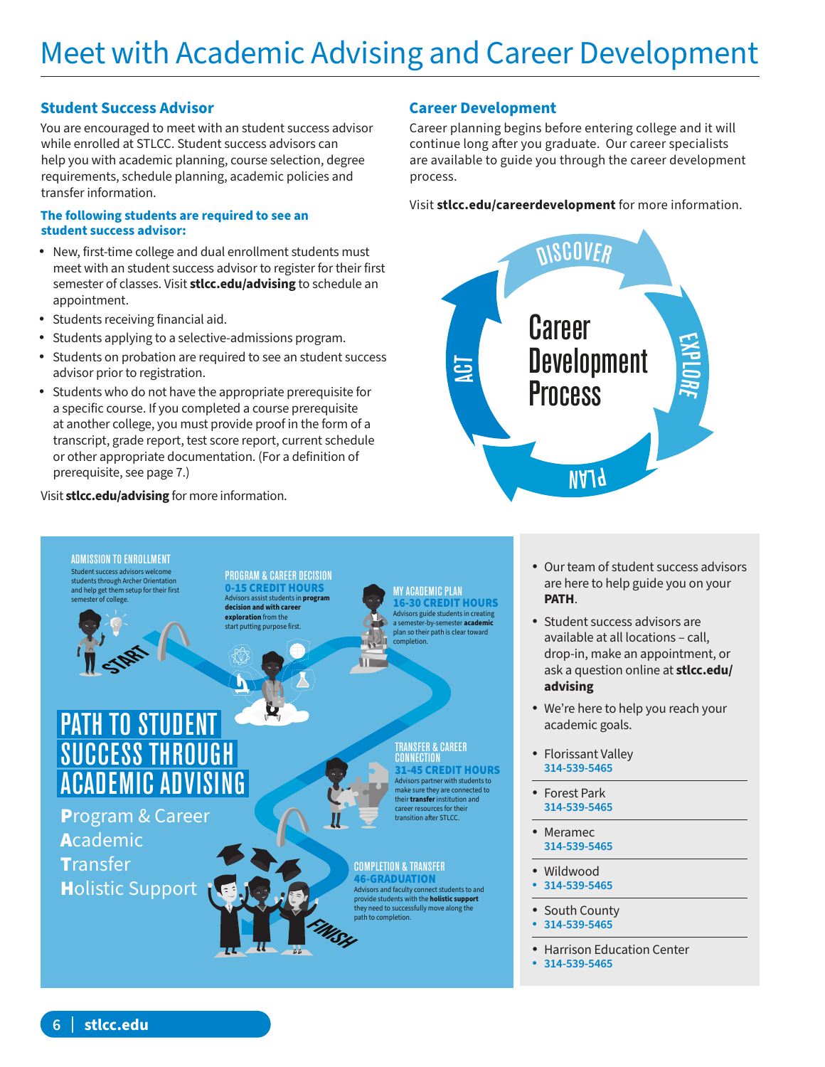# Meet with Academic Advising and Career Development

## Student Success Advisor

You are encouraged to meet with an student success advisor while enrolled at STLCC. Student success advisors can help you with academic planning, course selection, degree requirements, schedule planning, academic policies and transfer information.

### The following students are required to see an student success advisor:

- New, first-time college and dual enrollment students must meet with an student success advisor to register for their first semester of classes. Visit **stlcc.edu/advising** to schedule an appointment.
- Students receiving financial aid.
- Students applying to a selective-admissions program.
- Students on probation are required to see an student success advisor prior to registration.
- Students who do not have the appropriate prerequisite for a specific course. If you completed a course prerequisite at another college, you must provide proof in the form of a transcript, grade report, test score report, current schedule or other appropriate documentation. (For a definition of prerequisite, see page 7.)

Visit **stlcc.edu/advising** for more information.

## Career Development

Career planning begins before entering college and it will continue long after you graduate. Our career specialists are available to guide you through the career development process.

Visit **stlcc.edu/careerdevelopment** for more information.

Career Development Process: DISCOVER → EXPLORE → PLAN → ACT

## PATH TO STUDENT SUCCESS THROUGH ACADEMIC ADVISING

**P**rogram & Career
**A**cademic
**T**ransfer
**H**olistic Support

**START**

**ADMISSION TO ENROLLMENT**
Student success advisors welcome students through Archer Orientation and help get them setup for their first semester of college.

**PROGRAM & CAREER DECISION**
**0-15 CREDIT HOURS**
Advisors assist students in **program decision and with career exploration** from the start putting purpose first.

**MY ACADEMIC PLAN**
**16-30 CREDIT HOURS**
Advisors guide students in creating a semester-by-semester **academic** plan so their path is clear toward completion.

**TRANSFER & CAREER CONNECTION**
**31-45 CREDIT HOURS**
Advisors partner with students to make sure they are connected to their **transfer** institution and career resources for their transition after STLCC.

**COMPLETION & TRANSFER**
**46-GRADUATION**
Advisors and faculty connect students to and provide students with the **holistic support** they need to successfully move along the path to completion.

**FINISH**

- Our team of student success advisors are here to help guide you on your **PATH**.
- Student success advisors are available at all locations – call, drop-in, make an appointment, or ask a question online at **stlcc.edu/advising**
- We're here to help you reach your academic goals.

- Florissant Valley
  314-539-5465
- Forest Park
  314-539-5465
- Meramec
  314-539-5465
- Wildwood
  314-539-5465
- South County
  314-539-5465
- Harrison Education Center
  314-539-5465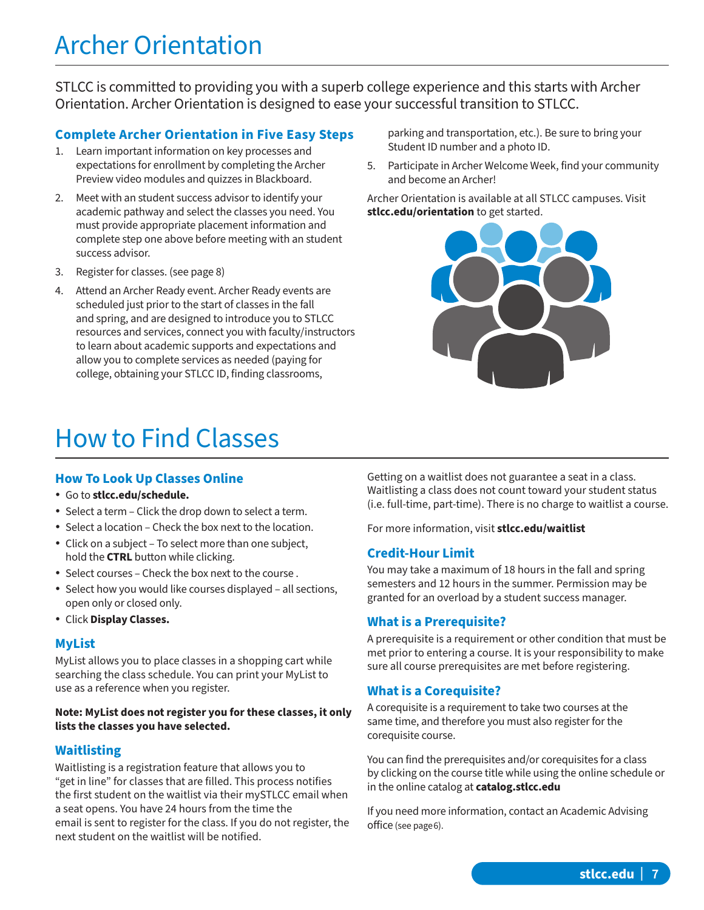# Archer Orientation

STLCC is committed to providing you with a superb college experience and this starts with Archer Orientation. Archer Orientation is designed to ease your successful transition to STLCC.

### Complete Archer Orientation in Five Easy Steps

1. Learn important information on key processes and expectations for enrollment by completing the Archer Preview video modules and quizzes in Blackboard.
2. Meet with an student success advisor to identify your academic pathway and select the classes you need. You must provide appropriate placement information and complete step one above before meeting with an student success advisor.
3. Register for classes. (see page 8)
4. Attend an Archer Ready event. Archer Ready events are scheduled just prior to the start of classes in the fall and spring, and are designed to introduce you to STLCC resources and services, connect you with faculty/instructors to learn about academic supports and expectations and allow you to complete services as needed (paying for college, obtaining your STLCC ID, finding classrooms, parking and transportation, etc.). Be sure to bring your Student ID number and a photo ID.
5. Participate in Archer Welcome Week, find your community and become an Archer!

Archer Orientation is available at all STLCC campuses. Visit **stlcc.edu/orientation** to get started.

# How to Find Classes

### How To Look Up Classes Online

- Go to **stlcc.edu/schedule.**
- Select a term – Click the drop down to select a term.
- Select a location – Check the box next to the location.
- Click on a subject – To select more than one subject, hold the **CTRL** button while clicking.
- Select courses – Check the box next to the course .
- Select how you would like courses displayed – all sections, open only or closed only.
- Click **Display Classes.**

### MyList

MyList allows you to place classes in a shopping cart while searching the class schedule. You can print your MyList to use as a reference when you register.

**Note: MyList does not register you for these classes, it only lists the classes you have selected.**

### Waitlisting

Waitlisting is a registration feature that allows you to "get in line" for classes that are filled. This process notifies the first student on the waitlist via their mySTLCC email when a seat opens. You have 24 hours from the time the email is sent to register for the class. If you do not register, the next student on the waitlist will be notified.

Getting on a waitlist does not guarantee a seat in a class. Waitlisting a class does not count toward your student status (i.e. full-time, part-time). There is no charge to waitlist a course.

For more information, visit **stlcc.edu/waitlist**

### Credit-Hour Limit

You may take a maximum of 18 hours in the fall and spring semesters and 12 hours in the summer. Permission may be granted for an overload by a student success manager.

### What is a Prerequisite?

A prerequisite is a requirement or other condition that must be met prior to entering a course. It is your responsibility to make sure all course prerequisites are met before registering.

### What is a Corequisite?

A corequisite is a requirement to take two courses at the same time, and therefore you must also register for the corequisite course.

You can find the prerequisites and/or corequisites for a class by clicking on the course title while using the online schedule or in the online catalog at **catalog.stlcc.edu**

If you need more information, contact an Academic Advising office (see page 6).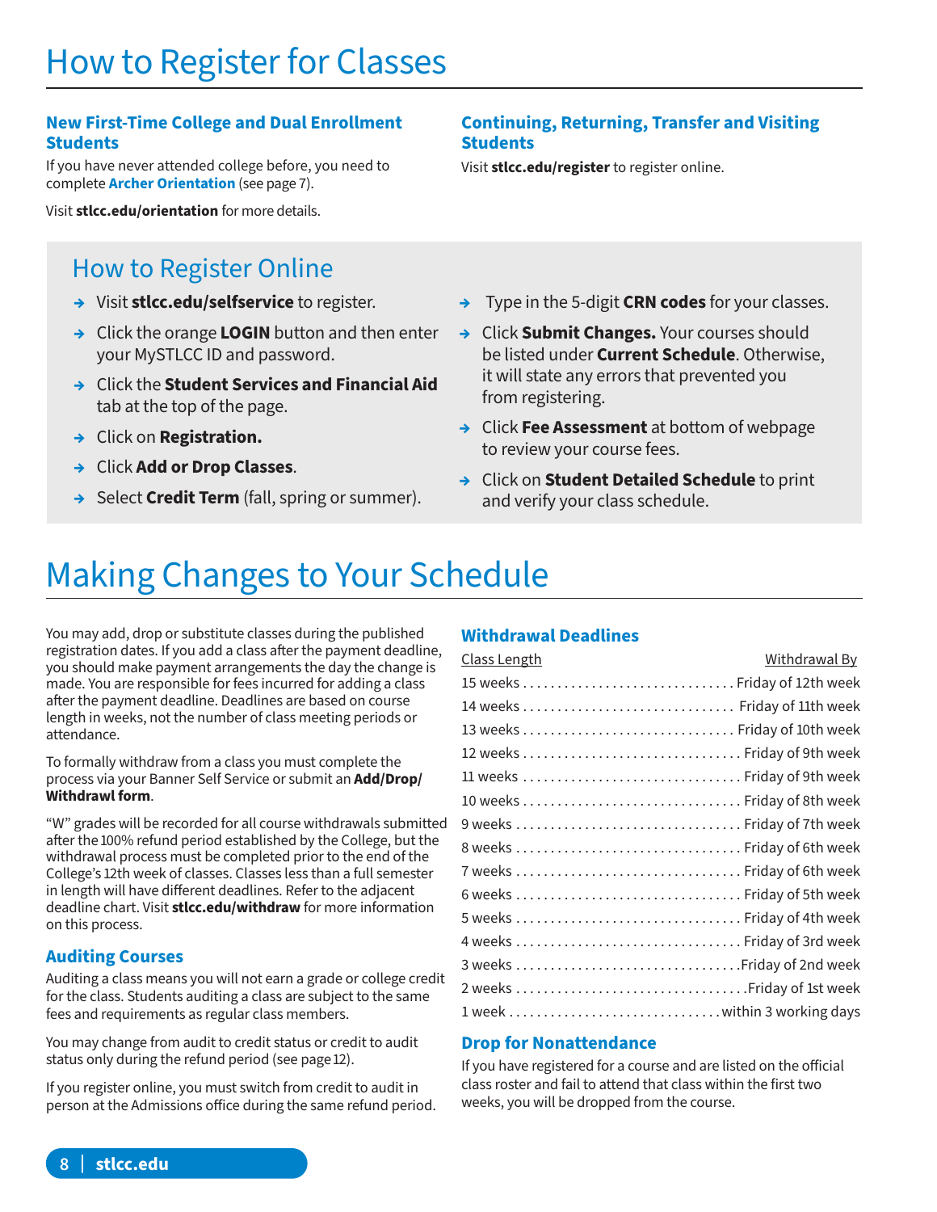# How to Register for Classes

### New First-Time College and Dual Enrollment Students

If you have never attended college before, you need to complete **Archer Orientation** (see page 7).

Visit **stlcc.edu/orientation** for more details.

### Continuing, Returning, Transfer and Visiting Students

Visit **stlcc.edu/register** to register online.

## How to Register Online

- Visit **stlcc.edu/selfservice** to register.
- Click the orange **LOGIN** button and then enter your MySTLCC ID and password.
- Click the **Student Services and Financial Aid** tab at the top of the page.
- Click on **Registration.**
- Click **Add or Drop Classes**.
- Select **Credit Term** (fall, spring or summer).
- Type in the 5-digit **CRN codes** for your classes.
- Click **Submit Changes.** Your courses should be listed under **Current Schedule**. Otherwise, it will state any errors that prevented you from registering.
- Click **Fee Assessment** at bottom of webpage to review your course fees.
- Click on **Student Detailed Schedule** to print and verify your class schedule.

# Making Changes to Your Schedule

You may add, drop or substitute classes during the published registration dates. If you add a class after the payment deadline, you should make payment arrangements the day the change is made. You are responsible for fees incurred for adding a class after the payment deadline. Deadlines are based on course length in weeks, not the number of class meeting periods or attendance.

To formally withdraw from a class you must complete the process via your Banner Self Service or submit an **Add/Drop/Withdrawl form**.

"W" grades will be recorded for all course withdrawals submitted after the 100% refund period established by the College, but the withdrawal process must be completed prior to the end of the College's 12th week of classes. Classes less than a full semester in length will have different deadlines. Refer to the adjacent deadline chart. Visit **stlcc.edu/withdraw** for more information on this process.

### Auditing Courses

Auditing a class means you will not earn a grade or college credit for the class. Students auditing a class are subject to the same fees and requirements as regular class members.

You may change from audit to credit status or credit to audit status only during the refund period (see page 12).

If you register online, you must switch from credit to audit in person at the Admissions office during the same refund period.

### Withdrawal Deadlines

| Class Length | Withdrawal By |
|---|---|
| 15 weeks | Friday of 12th week |
| 14 weeks | Friday of 11th week |
| 13 weeks | Friday of 10th week |
| 12 weeks | Friday of 9th week |
| 11 weeks | Friday of 9th week |
| 10 weeks | Friday of 8th week |
| 9 weeks | Friday of 7th week |
| 8 weeks | Friday of 6th week |
| 7 weeks | Friday of 6th week |
| 6 weeks | Friday of 5th week |
| 5 weeks | Friday of 4th week |
| 4 weeks | Friday of 3rd week |
| 3 weeks | Friday of 2nd week |
| 2 weeks | Friday of 1st week |
| 1 week | within 3 working days |

### Drop for Nonattendance

If you have registered for a course and are listed on the official class roster and fail to attend that class within the first two weeks, you will be dropped from the course.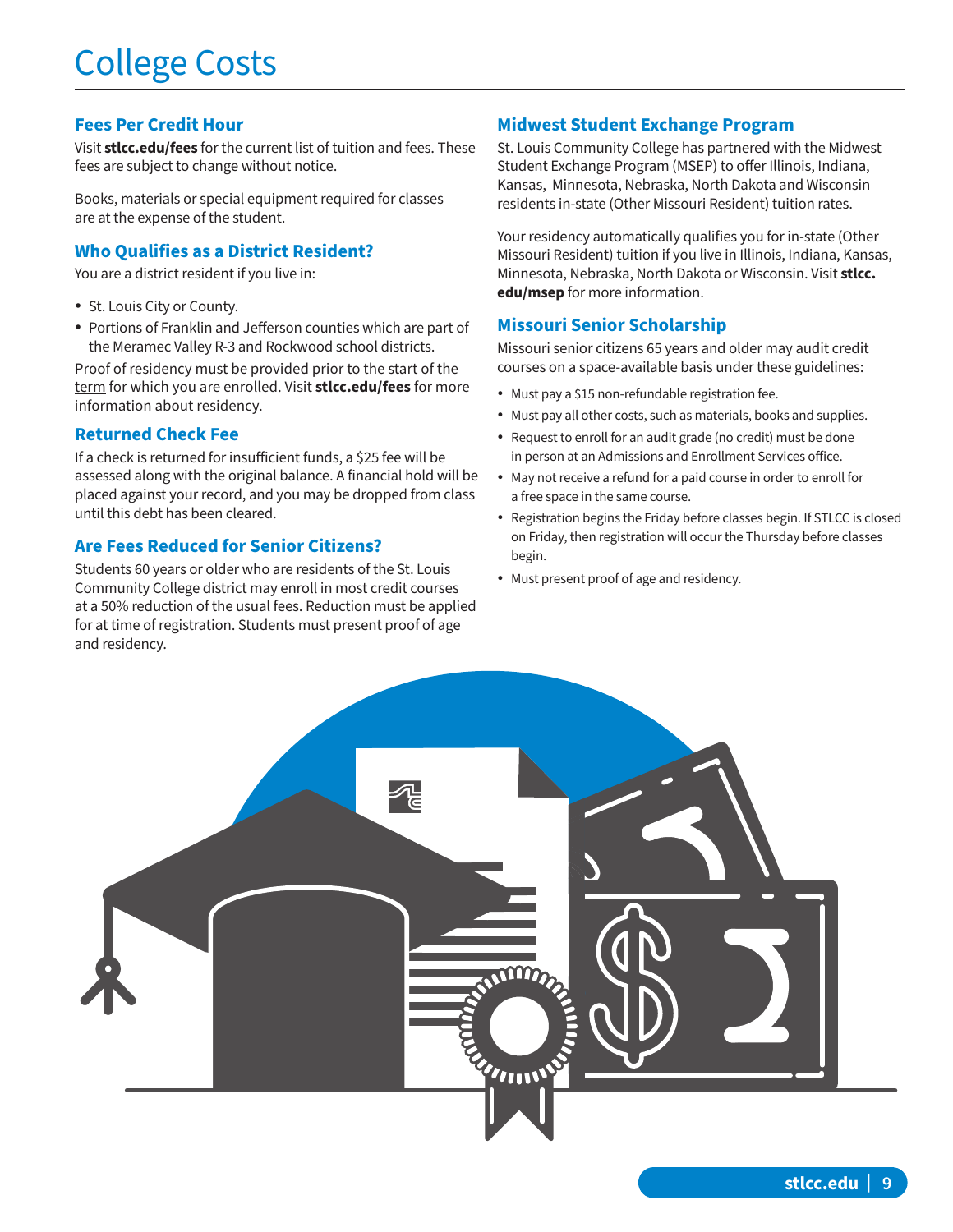# College Costs

## Fees Per Credit Hour

Visit **stlcc.edu/fees** for the current list of tuition and fees. These fees are subject to change without notice.

Books, materials or special equipment required for classes are at the expense of the student.

## Who Qualifies as a District Resident?

You are a district resident if you live in:

- St. Louis City or County.
- Portions of Franklin and Jefferson counties which are part of the Meramec Valley R-3 and Rockwood school districts.

Proof of residency must be provided prior to the start of the term for which you are enrolled. Visit **stlcc.edu/fees** for more information about residency.

## Returned Check Fee

If a check is returned for insufficient funds, a $25 fee will be assessed along with the original balance. A financial hold will be placed against your record, and you may be dropped from class until this debt has been cleared.

## Are Fees Reduced for Senior Citizens?

Students 60 years or older who are residents of the St. Louis Community College district may enroll in most credit courses at a 50% reduction of the usual fees. Reduction must be applied for at time of registration. Students must present proof of age and residency.

## Midwest Student Exchange Program

St. Louis Community College has partnered with the Midwest Student Exchange Program (MSEP) to offer Illinois, Indiana, Kansas, Minnesota, Nebraska, North Dakota and Wisconsin residents in-state (Other Missouri Resident) tuition rates.

Your residency automatically qualifies you for in-state (Other Missouri Resident) tuition if you live in Illinois, Indiana, Kansas, Minnesota, Nebraska, North Dakota or Wisconsin. Visit **stlcc.edu/msep** for more information.

## Missouri Senior Scholarship

Missouri senior citizens 65 years and older may audit credit courses on a space-available basis under these guidelines:

- Must pay a $15 non-refundable registration fee.
- Must pay all other costs, such as materials, books and supplies.
- Request to enroll for an audit grade (no credit) must be done in person at an Admissions and Enrollment Services office.
- May not receive a refund for a paid course in order to enroll for a free space in the same course.
- Registration begins the Friday before classes begin. If STLCC is closed on Friday, then registration will occur the Thursday before classes begin.
- Must present proof of age and residency.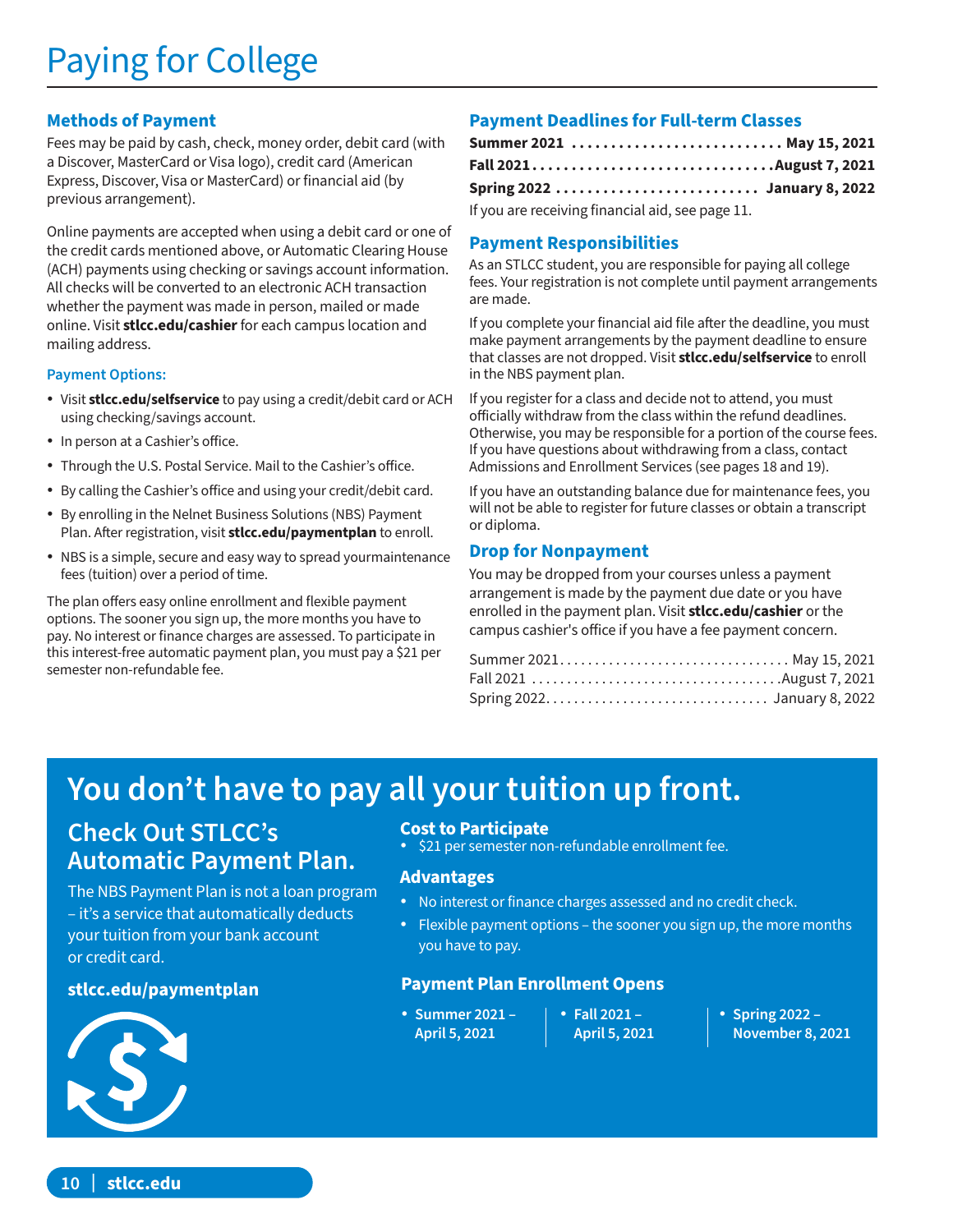# Paying for College

## Methods of Payment

Fees may be paid by cash, check, money order, debit card (with a Discover, MasterCard or Visa logo), credit card (American Express, Discover, Visa or MasterCard) or financial aid (by previous arrangement).

Online payments are accepted when using a debit card or one of the credit cards mentioned above, or Automatic Clearing House (ACH) payments using checking or savings account information. All checks will be converted to an electronic ACH transaction whether the payment was made in person, mailed or made online. Visit **stlcc.edu/cashier** for each campus location and mailing address.

### Payment Options:

- Visit **stlcc.edu/selfservice** to pay using a credit/debit card or ACH using checking/savings account.
- In person at a Cashier's office.
- Through the U.S. Postal Service. Mail to the Cashier's office.
- By calling the Cashier's office and using your credit/debit card.
- By enrolling in the Nelnet Business Solutions (NBS) Payment Plan. After registration, visit **stlcc.edu/paymentplan** to enroll.
- NBS is a simple, secure and easy way to spread yourmaintenance fees (tuition) over a period of time.

The plan offers easy online enrollment and flexible payment options. The sooner you sign up, the more months you have to pay. No interest or finance charges are assessed. To participate in this interest-free automatic payment plan, you must pay a $21 per semester non-refundable fee.

## Payment Deadlines for Full-term Classes

**Summer 2021** ........................... **May 15, 2021**
**Fall 2021** ............................... **August 7, 2021**
**Spring 2022** .......................... **January 8, 2022**

If you are receiving financial aid, see page 11.

## Payment Responsibilities

As an STLCC student, you are responsible for paying all college fees. Your registration is not complete until payment arrangements are made.

If you complete your financial aid file after the deadline, you must make payment arrangements by the payment deadline to ensure that classes are not dropped. Visit **stlcc.edu/selfservice** to enroll in the NBS payment plan.

If you register for a class and decide not to attend, you must officially withdraw from the class within the refund deadlines. Otherwise, you may be responsible for a portion of the course fees. If you have questions about withdrawing from a class, contact Admissions and Enrollment Services (see pages 18 and 19).

If you have an outstanding balance due for maintenance fees, you will not be able to register for future classes or obtain a transcript or diploma.

## Drop for Nonpayment

You may be dropped from your courses unless a payment arrangement is made by the payment due date or you have enrolled in the payment plan. Visit **stlcc.edu/cashier** or the campus cashier's office if you have a fee payment concern.

Summer 2021................................ May 15, 2021
Fall 2021 ................................... August 7, 2021
Spring 2022................................ January 8, 2022

# You don't have to pay all your tuition up front.

## Check Out STLCC's Automatic Payment Plan.

The NBS Payment Plan is not a loan program – it's a service that automatically deducts your tuition from your bank account or credit card.

**stlcc.edu/paymentplan**

### Cost to Participate

- $21 per semester non-refundable enrollment fee.

### Advantages

- No interest or finance charges assessed and no credit check.
- Flexible payment options – the sooner you sign up, the more months you have to pay.

### Payment Plan Enrollment Opens

- **Summer 2021 – April 5, 2021**
- **Fall 2021 – April 5, 2021**
- **Spring 2022 – November 8, 2021**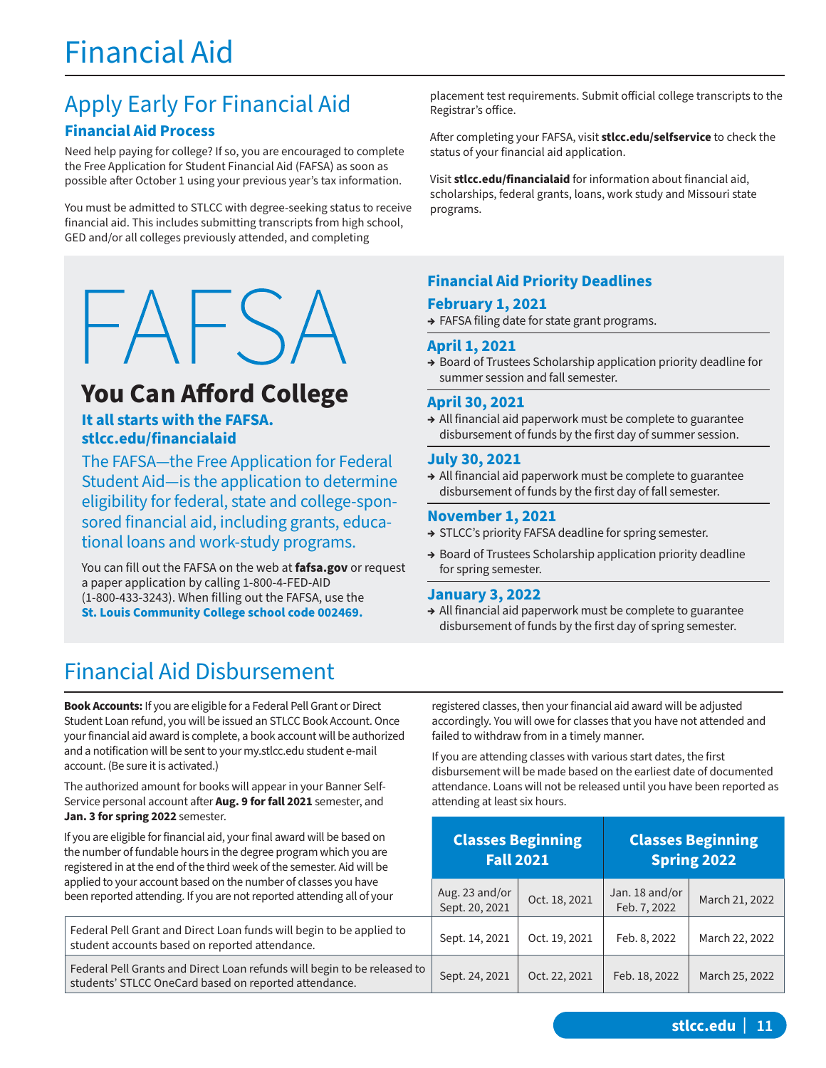# Financial Aid

## Apply Early For Financial Aid

### Financial Aid Process

Need help paying for college? If so, you are encouraged to complete the Free Application for Student Financial Aid (FAFSA) as soon as possible after October 1 using your previous year's tax information.

You must be admitted to STLCC with degree-seeking status to receive financial aid. This includes submitting transcripts from high school, GED and/or all colleges previously attended, and completing placement test requirements. Submit official college transcripts to the Registrar's office.

After completing your FAFSA, visit **stlcc.edu/selfservice** to check the status of your financial aid application.

Visit **stlcc.edu/financialaid** for information about financial aid, scholarships, federal grants, loans, work study and Missouri state programs.

# FAFSA

## You Can Afford College

**It all starts with the FAFSA.**
**stlcc.edu/financialaid**

The FAFSA—the Free Application for Federal Student Aid—is the application to determine eligibility for federal, state and college-sponsored financial aid, including grants, educational loans and work-study programs.

You can fill out the FAFSA on the web at **fafsa.gov** or request a paper application by calling 1-800-4-FED-AID (1-800-433-3243). When filling out the FAFSA, use the **St. Louis Community College school code 002469.**

### Financial Aid Priority Deadlines

**February 1, 2021**
- FAFSA filing date for state grant programs.

**April 1, 2021**
- Board of Trustees Scholarship application priority deadline for summer session and fall semester.

**April 30, 2021**
- All financial aid paperwork must be complete to guarantee disbursement of funds by the first day of summer session.

**July 30, 2021**
- All financial aid paperwork must be complete to guarantee disbursement of funds by the first day of fall semester.

**November 1, 2021**
- STLCC's priority FAFSA deadline for spring semester.
- Board of Trustees Scholarship application priority deadline for spring semester.

**January 3, 2022**
- All financial aid paperwork must be complete to guarantee disbursement of funds by the first day of spring semester.

## Financial Aid Disbursement

**Book Accounts:** If you are eligible for a Federal Pell Grant or Direct Student Loan refund, you will be issued an STLCC Book Account. Once your financial aid award is complete, a book account will be authorized and a notification will be sent to your my.stlcc.edu student e-mail account. (Be sure it is activated.)

The authorized amount for books will appear in your Banner Self-Service personal account after **Aug. 9 for fall 2021** semester, and **Jan. 3 for spring 2022** semester.

If you are eligible for financial aid, your final award will be based on the number of fundable hours in the degree program which you are registered in at the end of the third week of the semester. Aid will be applied to your account based on the number of classes you have been reported attending. If you are not reported attending all of your registered classes, then your financial aid award will be adjusted accordingly. You will owe for classes that you have not attended and failed to withdraw from in a timely manner.

If you are attending classes with various start dates, the first disbursement will be made based on the earliest date of documented attendance. Loans will not be released until you have been reported as attending at least six hours.

| | Classes Beginning Fall 2021 | | Classes Beginning Spring 2022 | |
|---|---|---|---|---|
| | Aug. 23 and/or Sept. 20, 2021 | Oct. 18, 2021 | Jan. 18 and/or Feb. 7, 2022 | March 21, 2022 |
| Federal Pell Grant and Direct Loan funds will begin to be applied to student accounts based on reported attendance. | Sept. 14, 2021 | Oct. 19, 2021 | Feb. 8, 2022 | March 22, 2022 |
| Federal Pell Grants and Direct Loan refunds will begin to be released to students' STLCC OneCard based on reported attendance. | Sept. 24, 2021 | Oct. 22, 2021 | Feb. 18, 2022 | March 25, 2022 |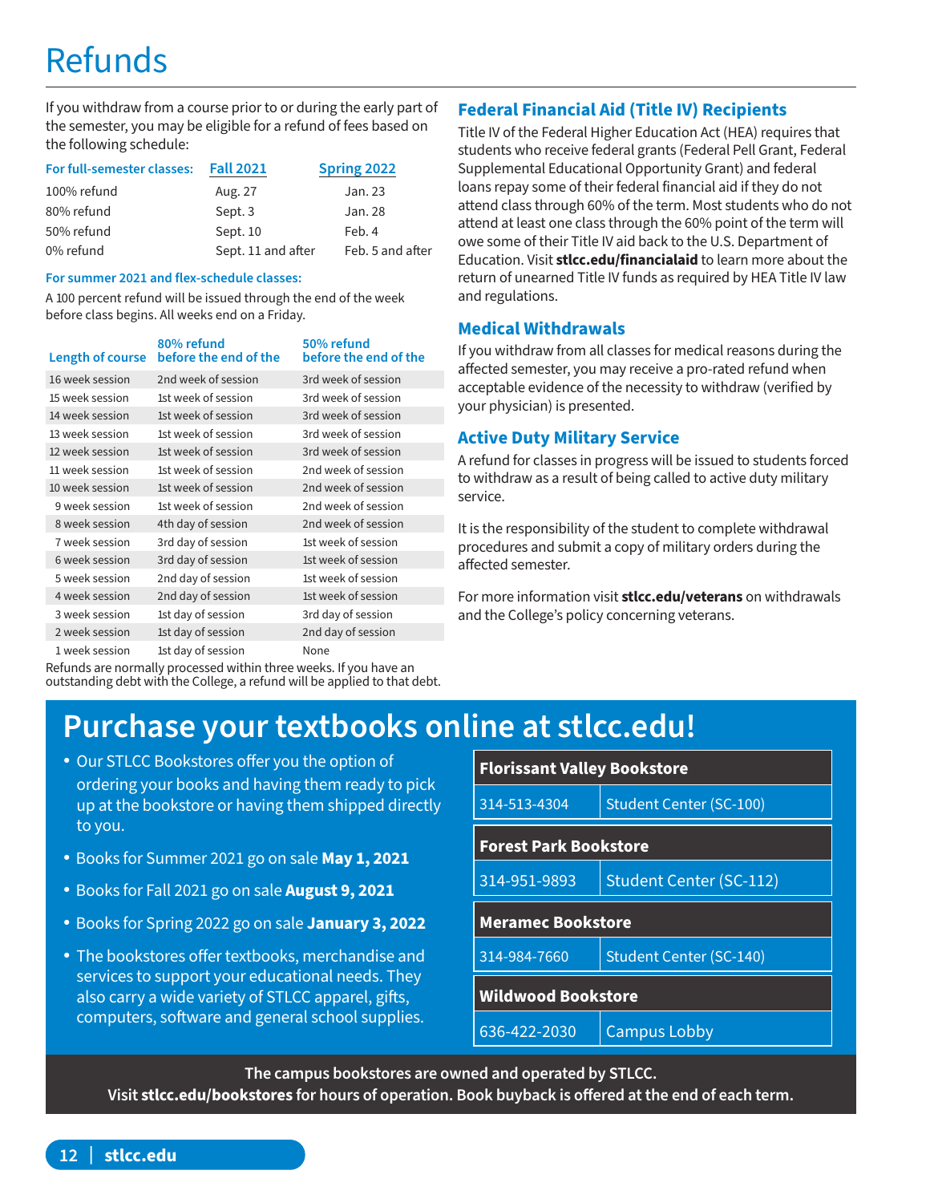# Refunds

If you withdraw from a course prior to or during the early part of the semester, you may be eligible for a refund of fees based on the following schedule:

| For full-semester classes: | Fall 2021 | Spring 2022 |
|---|---|---|
| 100% refund | Aug. 27 | Jan. 23 |
| 80% refund | Sept. 3 | Jan. 28 |
| 50% refund | Sept. 10 | Feb. 4 |
| 0% refund | Sept. 11 and after | Feb. 5 and after |

**For summer 2021 and flex-schedule classes:**

A 100 percent refund will be issued through the end of the week before class begins. All weeks end on a Friday.

| Length of course | 80% refund before the end of the | 50% refund before the end of the |
|---|---|---|
| 16 week session | 2nd week of session | 3rd week of session |
| 15 week session | 1st week of session | 3rd week of session |
| 14 week session | 1st week of session | 3rd week of session |
| 13 week session | 1st week of session | 3rd week of session |
| 12 week session | 1st week of session | 3rd week of session |
| 11 week session | 1st week of session | 2nd week of session |
| 10 week session | 1st week of session | 2nd week of session |
| 9 week session | 1st week of session | 2nd week of session |
| 8 week session | 4th day of session | 2nd week of session |
| 7 week session | 3rd day of session | 1st week of session |
| 6 week session | 3rd day of session | 1st week of session |
| 5 week session | 2nd day of session | 1st week of session |
| 4 week session | 2nd day of session | 1st week of session |
| 3 week session | 1st day of session | 3rd day of session |
| 2 week session | 1st day of session | 2nd day of session |
| 1 week session | 1st day of session | None |

Refunds are normally processed within three weeks. If you have an outstanding debt with the College, a refund will be applied to that debt.

## Federal Financial Aid (Title IV) Recipients

Title IV of the Federal Higher Education Act (HEA) requires that students who receive federal grants (Federal Pell Grant, Federal Supplemental Educational Opportunity Grant) and federal loans repay some of their federal financial aid if they do not attend class through 60% of the term. Most students who do not attend at least one class through the 60% point of the term will owe some of their Title IV aid back to the U.S. Department of Education. Visit **stlcc.edu/financialaid** to learn more about the return of unearned Title IV funds as required by HEA Title IV law and regulations.

## Medical Withdrawals

If you withdraw from all classes for medical reasons during the affected semester, you may receive a pro-rated refund when acceptable evidence of the necessity to withdraw (verified by your physician) is presented.

## Active Duty Military Service

A refund for classes in progress will be issued to students forced to withdraw as a result of being called to active duty military service.

It is the responsibility of the student to complete withdrawal procedures and submit a copy of military orders during the affected semester.

For more information visit **stlcc.edu/veterans** on withdrawals and the College's policy concerning veterans.

# Purchase your textbooks online at stlcc.edu!

- Our STLCC Bookstores offer you the option of ordering your books and having them ready to pick up at the bookstore or having them shipped directly to you.
- Books for Summer 2021 go on sale **May 1, 2021**
- Books for Fall 2021 go on sale **August 9, 2021**
- Books for Spring 2022 go on sale **January 3, 2022**
- The bookstores offer textbooks, merchandise and services to support your educational needs. They also carry a wide variety of STLCC apparel, gifts, computers, software and general school supplies.

**Florissant Valley Bookstore**

| 314-513-4304 | Student Center (SC-100) |
|---|---|

**Forest Park Bookstore**

| 314-951-9893 | Student Center (SC-112) |
|---|---|

**Meramec Bookstore**

| 314-984-7660 | Student Center (SC-140) |
|---|---|

**Wildwood Bookstore**

| 636-422-2030 | Campus Lobby |
|---|---|

**The campus bookstores are owned and operated by STLCC.**
**Visit stlcc.edu/bookstores for hours of operation. Book buyback is offered at the end of each term.**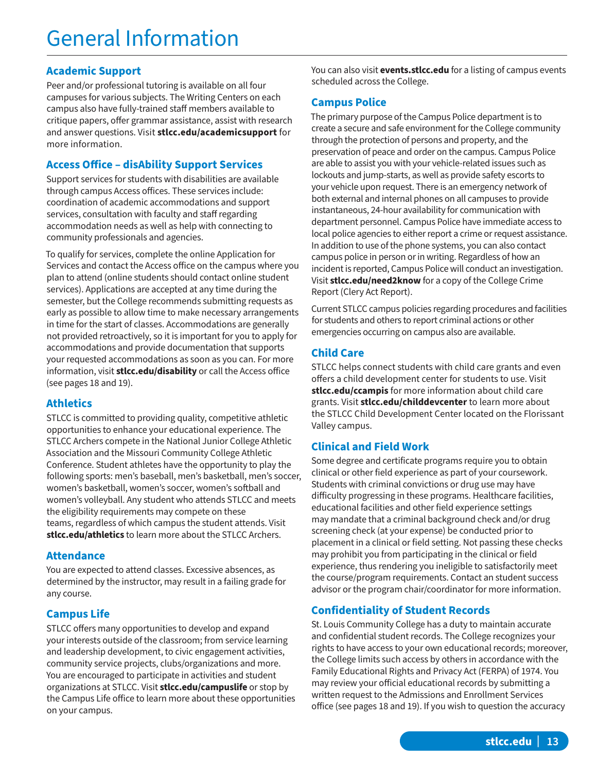# General Information

## Academic Support

Peer and/or professional tutoring is available on all four campuses for various subjects. The Writing Centers on each campus also have fully-trained staff members available to critique papers, offer grammar assistance, assist with research and answer questions. Visit **stlcc.edu/academicsupport** for more information.

## Access Office – disAbility Support Services

Support services for students with disabilities are available through campus Access offices. These services include: coordination of academic accommodations and support services, consultation with faculty and staff regarding accommodation needs as well as help with connecting to community professionals and agencies.

To qualify for services, complete the online Application for Services and contact the Access office on the campus where you plan to attend (online students should contact online student services). Applications are accepted at any time during the semester, but the College recommends submitting requests as early as possible to allow time to make necessary arrangements in time for the start of classes. Accommodations are generally not provided retroactively, so it is important for you to apply for accommodations and provide documentation that supports your requested accommodations as soon as you can. For more information, visit **stlcc.edu/disability** or call the Access office (see pages 18 and 19).

## Athletics

STLCC is committed to providing quality, competitive athletic opportunities to enhance your educational experience. The STLCC Archers compete in the National Junior College Athletic Association and the Missouri Community College Athletic Conference. Student athletes have the opportunity to play the following sports: men's baseball, men's basketball, men's soccer, women's basketball, women's soccer, women's softball and women's volleyball. Any student who attends STLCC and meets the eligibility requirements may compete on these teams, regardless of which campus the student attends. Visit **stlcc.edu/athletics** to learn more about the STLCC Archers.

## Attendance

You are expected to attend classes. Excessive absences, as determined by the instructor, may result in a failing grade for any course.

## Campus Life

STLCC offers many opportunities to develop and expand your interests outside of the classroom; from service learning and leadership development, to civic engagement activities, community service projects, clubs/organizations and more. You are encouraged to participate in activities and student organizations at STLCC. Visit **stlcc.edu/campuslife** or stop by the Campus Life office to learn more about these opportunities on your campus.

You can also visit **events.stlcc.edu** for a listing of campus events scheduled across the College.

## Campus Police

The primary purpose of the Campus Police department is to create a secure and safe environment for the College community through the protection of persons and property, and the preservation of peace and order on the campus. Campus Police are able to assist you with your vehicle-related issues such as lockouts and jump-starts, as well as provide safety escorts to your vehicle upon request. There is an emergency network of both external and internal phones on all campuses to provide instantaneous, 24-hour availability for communication with department personnel. Campus Police have immediate access to local police agencies to either report a crime or request assistance. In addition to use of the phone systems, you can also contact campus police in person or in writing. Regardless of how an incident is reported, Campus Police will conduct an investigation. Visit **stlcc.edu/need2know** for a copy of the College Crime Report (Clery Act Report).

Current STLCC campus policies regarding procedures and facilities for students and others to report criminal actions or other emergencies occurring on campus also are available.

## Child Care

STLCC helps connect students with child care grants and even offers a child development center for students to use. Visit **stlcc.edu/ccampis** for more information about child care grants. Visit **stlcc.edu/childdevcenter** to learn more about the STLCC Child Development Center located on the Florissant Valley campus.

## Clinical and Field Work

Some degree and certificate programs require you to obtain clinical or other field experience as part of your coursework. Students with criminal convictions or drug use may have difficulty progressing in these programs. Healthcare facilities, educational facilities and other field experience settings may mandate that a criminal background check and/or drug screening check (at your expense) be conducted prior to placement in a clinical or field setting. Not passing these checks may prohibit you from participating in the clinical or field experience, thus rendering you ineligible to satisfactorily meet the course/program requirements. Contact an student success advisor or the program chair/coordinator for more information.

## Confidentiality of Student Records

St. Louis Community College has a duty to maintain accurate and confidential student records. The College recognizes your rights to have access to your own educational records; moreover, the College limits such access by others in accordance with the Family Educational Rights and Privacy Act (FERPA) of 1974. You may review your official educational records by submitting a written request to the Admissions and Enrollment Services office (see pages 18 and 19). If you wish to question the accuracy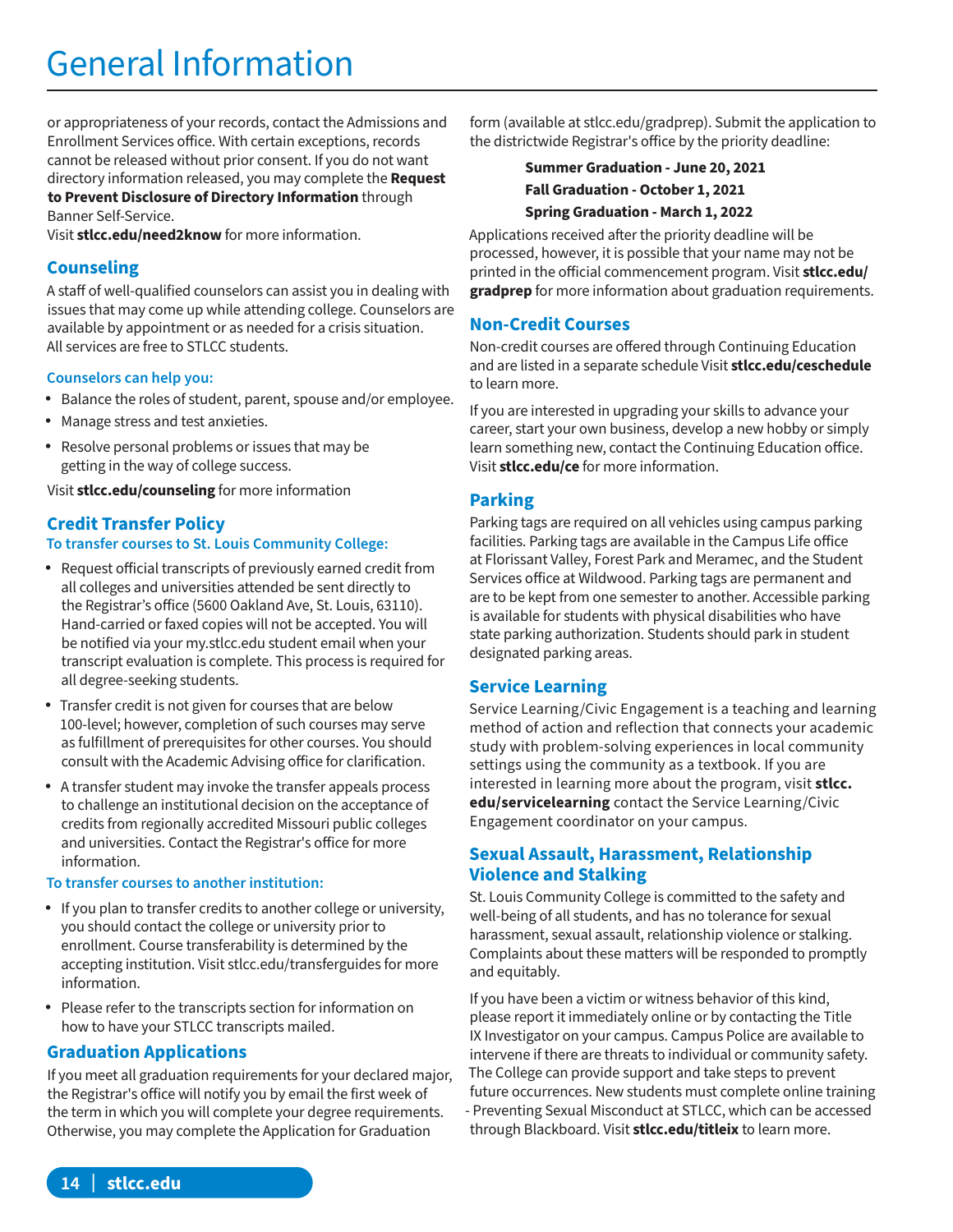or appropriateness of your records, contact the Admissions and Enrollment Services office. With certain exceptions, records cannot be released without prior consent. If you do not want directory information released, you may complete the **Request to Prevent Disclosure of Directory Information** through Banner Self-Service.

Visit **stlcc.edu/need2know** for more information.

## Counseling

A staff of well-qualified counselors can assist you in dealing with issues that may come up while attending college. Counselors are available by appointment or as needed for a crisis situation. All services are free to STLCC students.

### Counselors can help you:

- Balance the roles of student, parent, spouse and/or employee.
- Manage stress and test anxieties.
- Resolve personal problems or issues that may be getting in the way of college success.

Visit **stlcc.edu/counseling** for more information

## Credit Transfer Policy

### To transfer courses to St. Louis Community College:

- Request official transcripts of previously earned credit from all colleges and universities attended be sent directly to the Registrar's office (5600 Oakland Ave, St. Louis, 63110). Hand-carried or faxed copies will not be accepted. You will be notified via your my.stlcc.edu student email when your transcript evaluation is complete. This process is required for all degree-seeking students.
- Transfer credit is not given for courses that are below 100-level; however, completion of such courses may serve as fulfillment of prerequisites for other courses. You should consult with the Academic Advising office for clarification.
- A transfer student may invoke the transfer appeals process to challenge an institutional decision on the acceptance of credits from regionally accredited Missouri public colleges and universities. Contact the Registrar's office for more information.

### To transfer courses to another institution:

- If you plan to transfer credits to another college or university, you should contact the college or university prior to enrollment. Course transferability is determined by the accepting institution. Visit stlcc.edu/transferguides for more information.
- Please refer to the transcripts section for information on how to have your STLCC transcripts mailed.

## Graduation Applications

If you meet all graduation requirements for your declared major, the Registrar's office will notify you by email the first week of the term in which you will complete your degree requirements. Otherwise, you may complete the Application for Graduation form (available at stlcc.edu/gradprep). Submit the application to the districtwide Registrar's office by the priority deadline:

**Summer Graduation - June 20, 2021**
**Fall Graduation - October 1, 2021**
**Spring Graduation - March 1, 2022**

Applications received after the priority deadline will be processed, however, it is possible that your name may not be printed in the official commencement program. Visit **stlcc.edu/gradprep** for more information about graduation requirements.

## Non-Credit Courses

Non-credit courses are offered through Continuing Education and are listed in a separate schedule Visit **stlcc.edu/ceschedule** to learn more.

If you are interested in upgrading your skills to advance your career, start your own business, develop a new hobby or simply learn something new, contact the Continuing Education office. Visit **stlcc.edu/ce** for more information.

## Parking

Parking tags are required on all vehicles using campus parking facilities. Parking tags are available in the Campus Life office at Florissant Valley, Forest Park and Meramec, and the Student Services office at Wildwood. Parking tags are permanent and are to be kept from one semester to another. Accessible parking is available for students with physical disabilities who have state parking authorization. Students should park in student designated parking areas.

## Service Learning

Service Learning/Civic Engagement is a teaching and learning method of action and reflection that connects your academic study with problem-solving experiences in local community settings using the community as a textbook. If you are interested in learning more about the program, visit **stlcc.edu/servicelearning** contact the Service Learning/Civic Engagement coordinator on your campus.

## Sexual Assault, Harassment, Relationship Violence and Stalking

St. Louis Community College is committed to the safety and well-being of all students, and has no tolerance for sexual harassment, sexual assault, relationship violence or stalking. Complaints about these matters will be responded to promptly and equitably.

If you have been a victim or witness behavior of this kind, please report it immediately online or by contacting the Title IX Investigator on your campus. Campus Police are available to intervene if there are threats to individual or community safety. The College can provide support and take steps to prevent future occurrences. New students must complete online training - Preventing Sexual Misconduct at STLCC, which can be accessed through Blackboard. Visit **stlcc.edu/titleix** to learn more.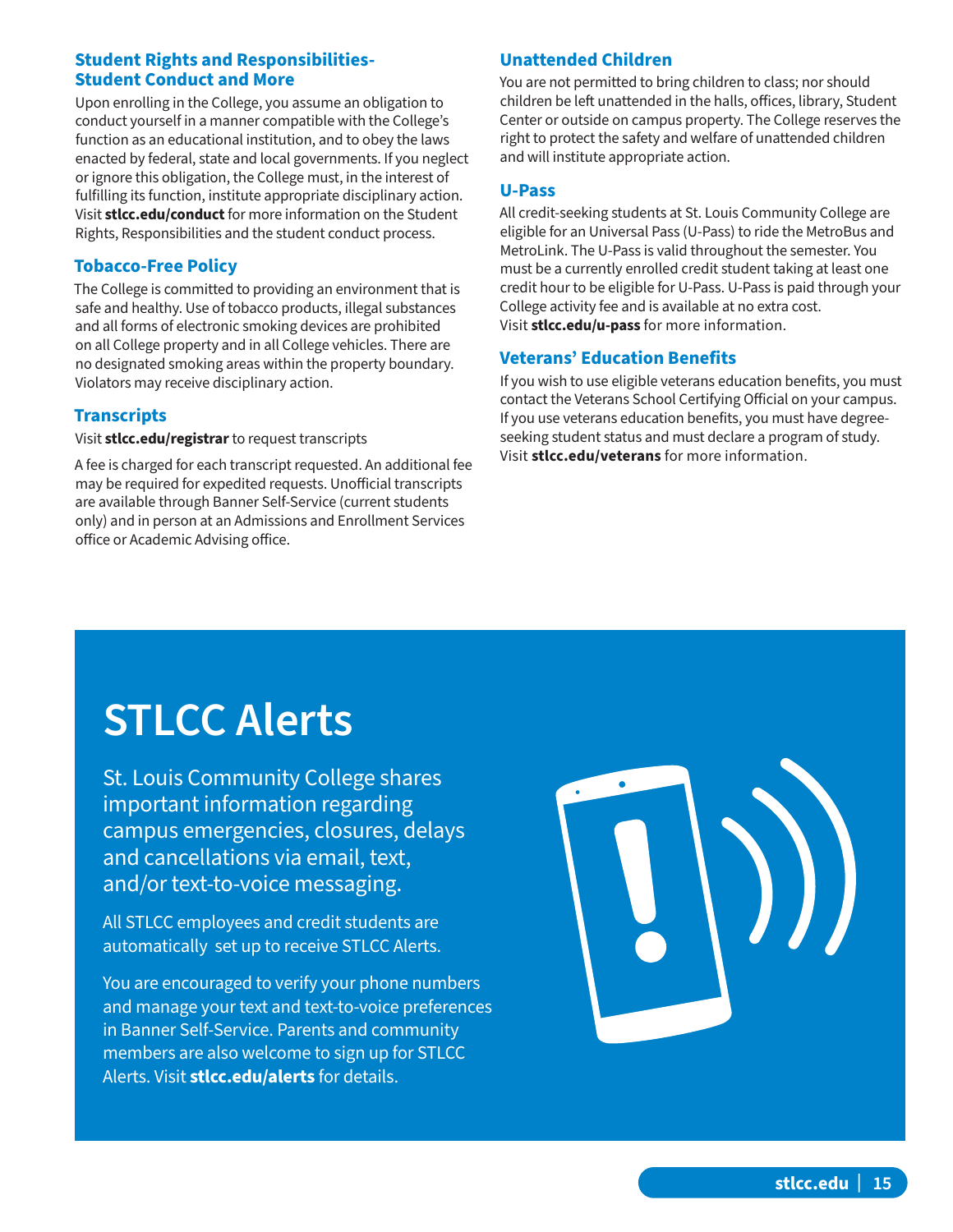## Student Rights and Responsibilities-Student Conduct and More

Upon enrolling in the College, you assume an obligation to conduct yourself in a manner compatible with the College's function as an educational institution, and to obey the laws enacted by federal, state and local governments. If you neglect or ignore this obligation, the College must, in the interest of fulfilling its function, institute appropriate disciplinary action. Visit **stlcc.edu/conduct** for more information on the Student Rights, Responsibilities and the student conduct process.

## Tobacco-Free Policy

The College is committed to providing an environment that is safe and healthy. Use of tobacco products, illegal substances and all forms of electronic smoking devices are prohibited on all College property and in all College vehicles. There are no designated smoking areas within the property boundary. Violators may receive disciplinary action.

## Transcripts

Visit **stlcc.edu/registrar** to request transcripts

A fee is charged for each transcript requested. An additional fee may be required for expedited requests. Unofficial transcripts are available through Banner Self-Service (current students only) and in person at an Admissions and Enrollment Services office or Academic Advising office.

## Unattended Children

You are not permitted to bring children to class; nor should children be left unattended in the halls, offices, library, Student Center or outside on campus property. The College reserves the right to protect the safety and welfare of unattended children and will institute appropriate action.

## U-Pass

All credit-seeking students at St. Louis Community College are eligible for an Universal Pass (U-Pass) to ride the MetroBus and MetroLink. The U-Pass is valid throughout the semester. You must be a currently enrolled credit student taking at least one credit hour to be eligible for U-Pass. U-Pass is paid through your College activity fee and is available at no extra cost. Visit **stlcc.edu/u-pass** for more information.

## Veterans' Education Benefits

If you wish to use eligible veterans education benefits, you must contact the Veterans School Certifying Official on your campus. If you use veterans education benefits, you must have degree-seeking student status and must declare a program of study. Visit **stlcc.edu/veterans** for more information.

# STLCC Alerts

St. Louis Community College shares important information regarding campus emergencies, closures, delays and cancellations via email, text, and/or text-to-voice messaging.

All STLCC employees and credit students are automatically set up to receive STLCC Alerts.

You are encouraged to verify your phone numbers and manage your text and text-to-voice preferences in Banner Self-Service. Parents and community members are also welcome to sign up for STLCC Alerts. Visit **stlcc.edu/alerts** for details.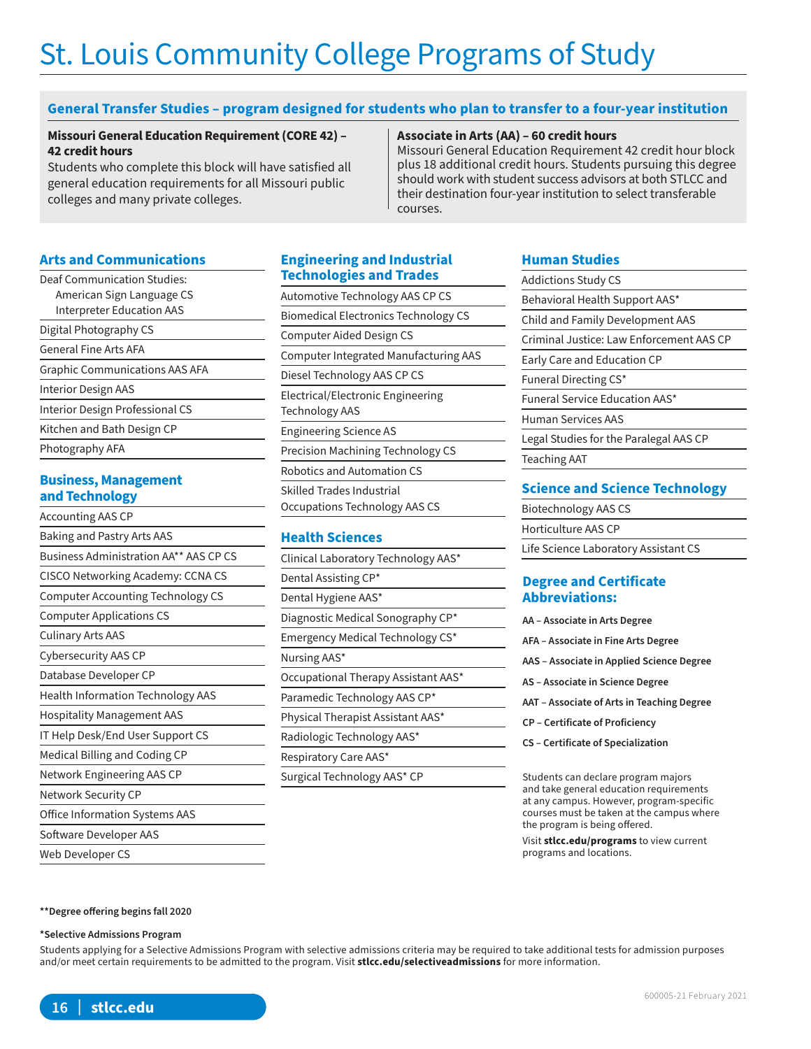# St. Louis Community College Programs of Study

## General Transfer Studies – program designed for students who plan to transfer to a four-year institution

**Missouri General Education Requirement (CORE 42) – 42 credit hours**
Students who complete this block will have satisfied all general education requirements for all Missouri public colleges and many private colleges.

**Associate in Arts (AA) – 60 credit hours**
Missouri General Education Requirement 42 credit hour block plus 18 additional credit hours. Students pursuing this degree should work with student success advisors at both STLCC and their destination four-year institution to select transferable courses.

### Arts and Communications

- Deaf Communication Studies:
  - American Sign Language CS
  - Interpreter Education AAS
- Digital Photography CS
- General Fine Arts AFA
- Graphic Communications AAS AFA
- Interior Design AAS
- Interior Design Professional CS
- Kitchen and Bath Design CP
- Photography AFA

### Business, Management and Technology

- Accounting AAS CP
- Baking and Pastry Arts AAS
- Business Administration AA** AAS CP CS
- CISCO Networking Academy: CCNA CS
- Computer Accounting Technology CS
- Computer Applications CS
- Culinary Arts AAS
- Cybersecurity AAS CP
- Database Developer CP
- Health Information Technology AAS
- Hospitality Management AAS
- IT Help Desk/End User Support CS
- Medical Billing and Coding CP
- Network Engineering AAS CP
- Network Security CP
- Office Information Systems AAS
- Software Developer AAS
- Web Developer CS

### Engineering and Industrial Technologies and Trades

- Automotive Technology AAS CP CS
- Biomedical Electronics Technology CS
- Computer Aided Design CS
- Computer Integrated Manufacturing AAS
- Diesel Technology AAS CP CS
- Electrical/Electronic Engineering Technology AAS
- Engineering Science AS
- Precision Machining Technology CS
- Robotics and Automation CS
- Skilled Trades Industrial Occupations Technology AAS CS

### Health Sciences

- Clinical Laboratory Technology AAS*
- Dental Assisting CP*
- Dental Hygiene AAS*
- Diagnostic Medical Sonography CP*
- Emergency Medical Technology CS*
- Nursing AAS*
- Occupational Therapy Assistant AAS*
- Paramedic Technology AAS CP*
- Physical Therapist Assistant AAS*
- Radiologic Technology AAS*
- Respiratory Care AAS*
- Surgical Technology AAS* CP

### Human Studies

- Addictions Study CS
- Behavioral Health Support AAS*
- Child and Family Development AAS
- Criminal Justice: Law Enforcement AAS CP
- Early Care and Education CP
- Funeral Directing CS*
- Funeral Service Education AAS*
- Human Services AAS
- Legal Studies for the Paralegal AAS CP
- Teaching AAT

### Science and Science Technology

- Biotechnology AAS CS
- Horticulture AAS CP
- Life Science Laboratory Assistant CS

### Degree and Certificate Abbreviations:

**AA – Associate in Arts Degree**

**AFA – Associate in Fine Arts Degree**

**AAS – Associate in Applied Science Degree**

**AS – Associate in Science Degree**

**AAT – Associate of Arts in Teaching Degree**

**CP – Certificate of Proficiency**

**CS – Certificate of Specialization**

Students can declare program majors and take general education requirements at any campus. However, program-specific courses must be taken at the campus where the program is being offered.

Visit **stlcc.edu/programs** to view current programs and locations.

**\*\*Degree offering begins fall 2020**

**\*Selective Admissions Program**

Students applying for a Selective Admissions Program with selective admissions criteria may be required to take additional tests for admission purposes and/or meet certain requirements to be admitted to the program. Visit **stlcc.edu/selectiveadmissions** for more information.

600005-21 February 2021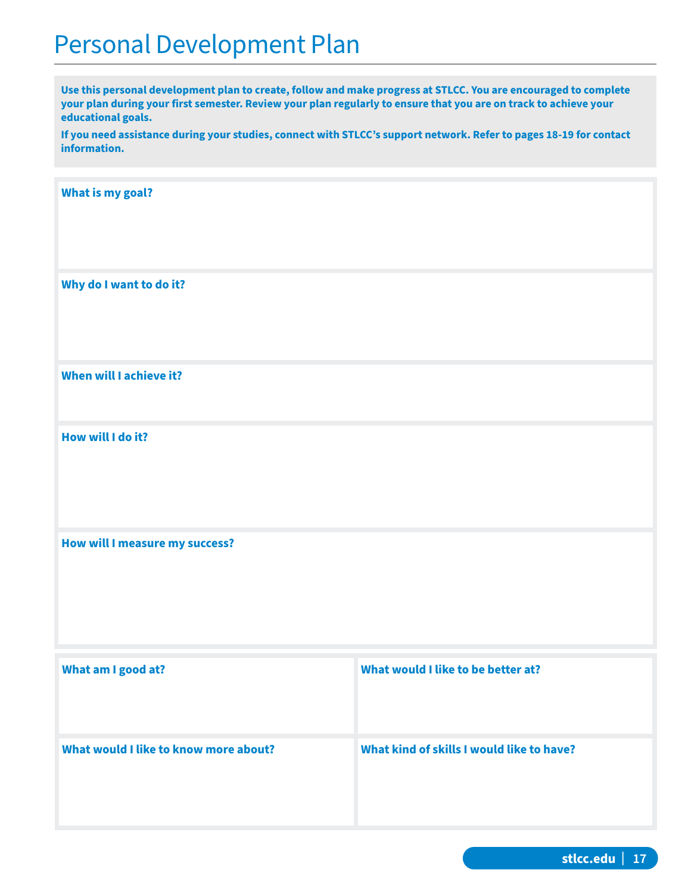# Personal Development Plan

**Use this personal development plan to create, follow and make progress at STLCC. You are encouraged to complete your plan during your first semester. Review your plan regularly to ensure that you are on track to achieve your educational goals.**

**If you need assistance during your studies, connect with STLCC's support network. Refer to pages 18-19 for contact information.**

**What is my goal?**

**Why do I want to do it?**

**When will I achieve it?**

**How will I do it?**

**How will I measure my success?**

| What am I good at? | What would I like to be better at? |
|---|---|
| | |
| **What would I like to know more about?** | **What kind of skills I would like to have?** |
| | |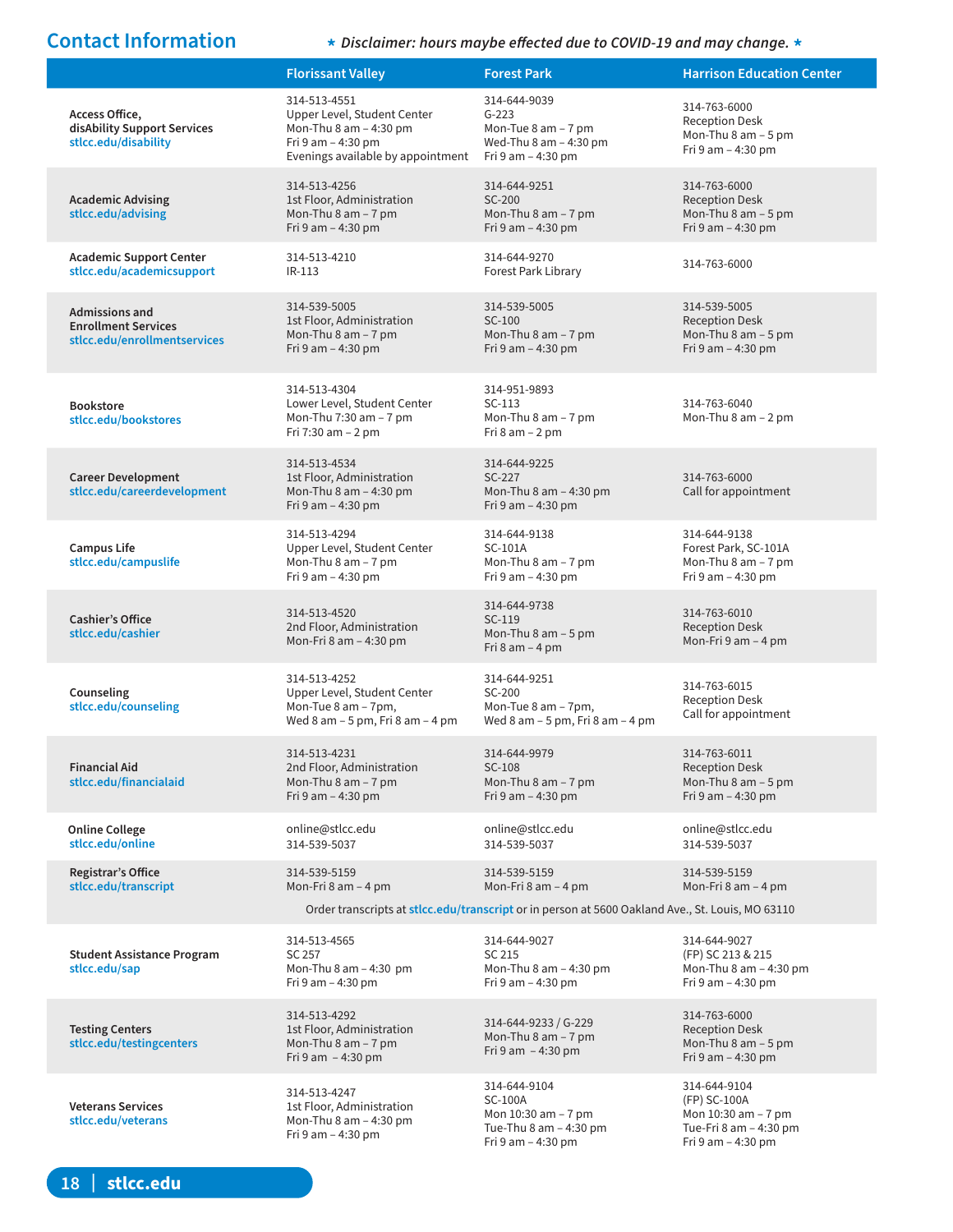## Contact Information

*★ Disclaimer: hours maybe effected due to COVID-19 and may change. ★*

| | Florissant Valley | Forest Park | Harrison Education Center |
|---|---|---|---|
| **Access Office, disAbility Support Services** stlcc.edu/disability | 314-513-4551<br>Upper Level, Student Center<br>Mon-Thu 8 am – 4:30 pm<br>Fri 9 am – 4:30 pm<br>Evenings available by appointment | 314-644-9039<br>G-223<br>Mon-Tue 8 am – 7 pm<br>Wed-Thu 8 am – 4:30 pm<br>Fri 9 am – 4:30 pm | 314-763-6000<br>Reception Desk<br>Mon-Thu 8 am – 5 pm<br>Fri 9 am – 4:30 pm |
| **Academic Advising** stlcc.edu/advising | 314-513-4256<br>1st Floor, Administration<br>Mon-Thu 8 am – 7 pm<br>Fri 9 am – 4:30 pm | 314-644-9251<br>SC-200<br>Mon-Thu 8 am – 7 pm<br>Fri 9 am – 4:30 pm | 314-763-6000<br>Reception Desk<br>Mon-Thu 8 am – 5 pm<br>Fri 9 am – 4:30 pm |
| **Academic Support Center** stlcc.edu/academicsupport | 314-513-4210<br>IR-113 | 314-644-9270<br>Forest Park Library | 314-763-6000 |
| **Admissions and Enrollment Services** stlcc.edu/enrollmentservices | 314-539-5005<br>1st Floor, Administration<br>Mon-Thu 8 am – 7 pm<br>Fri 9 am – 4:30 pm | 314-539-5005<br>SC-100<br>Mon-Thu 8 am – 7 pm<br>Fri 9 am – 4:30 pm | 314-539-5005<br>Reception Desk<br>Mon-Thu 8 am – 5 pm<br>Fri 9 am – 4:30 pm |
| **Bookstore** stlcc.edu/bookstores | 314-513-4304<br>Lower Level, Student Center<br>Mon-Thu 7:30 am – 7 pm<br>Fri 7:30 am – 2 pm | 314-951-9893<br>SC-113<br>Mon-Thu 8 am – 7 pm<br>Fri 8 am – 2 pm | 314-763-6040<br>Mon-Thu 8 am – 2 pm |
| **Career Development** stlcc.edu/careerdevelopment | 314-513-4534<br>1st Floor, Administration<br>Mon-Thu 8 am – 4:30 pm<br>Fri 9 am – 4:30 pm | 314-644-9225<br>SC-227<br>Mon-Thu 8 am – 4:30 pm<br>Fri 9 am – 4:30 pm | 314-763-6000<br>Call for appointment |
| **Campus Life** stlcc.edu/campuslife | 314-513-4294<br>Upper Level, Student Center<br>Mon-Thu 8 am – 7 pm<br>Fri 9 am – 4:30 pm | 314-644-9138<br>SC-101A<br>Mon-Thu 8 am – 7 pm<br>Fri 9 am – 4:30 pm | 314-644-9138<br>Forest Park, SC-101A<br>Mon-Thu 8 am – 7 pm<br>Fri 9 am – 4:30 pm |
| **Cashier's Office** stlcc.edu/cashier | 314-513-4520<br>2nd Floor, Administration<br>Mon-Fri 8 am – 4:30 pm | 314-644-9738<br>SC-119<br>Mon-Thu 8 am – 5 pm<br>Fri 8 am – 4 pm | 314-763-6010<br>Reception Desk<br>Mon-Fri 9 am – 4 pm |
| **Counseling** stlcc.edu/counseling | 314-513-4252<br>Upper Level, Student Center<br>Mon-Tue 8 am – 7pm,<br>Wed 8 am – 5 pm, Fri 8 am – 4 pm | 314-644-9251<br>SC-200<br>Mon-Tue 8 am – 7pm,<br>Wed 8 am – 5 pm, Fri 8 am – 4 pm | 314-763-6015<br>Reception Desk<br>Call for appointment |
| **Financial Aid** stlcc.edu/financialaid | 314-513-4231<br>2nd Floor, Administration<br>Mon-Thu 8 am – 7 pm<br>Fri 9 am – 4:30 pm | 314-644-9979<br>SC-108<br>Mon-Thu 8 am – 7 pm<br>Fri 9 am – 4:30 pm | 314-763-6011<br>Reception Desk<br>Mon-Thu 8 am – 5 pm<br>Fri 9 am – 4:30 pm |
| **Online College** stlcc.edu/online | online@stlcc.edu<br>314-539-5037 | online@stlcc.edu<br>314-539-5037 | online@stlcc.edu<br>314-539-5037 |
| **Registrar's Office** stlcc.edu/transcript | 314-539-5159<br>Mon-Fri 8 am – 4 pm | 314-539-5159<br>Mon-Fri 8 am – 4 pm | 314-539-5159<br>Mon-Fri 8 am – 4 pm |
| | Order transcripts at stlcc.edu/transcript or in person at 5600 Oakland Ave., St. Louis, MO 63110 | | |
| **Student Assistance Program** stlcc.edu/sap | 314-513-4565<br>SC 257<br>Mon-Thu 8 am – 4:30 pm<br>Fri 9 am – 4:30 pm | 314-644-9027<br>SC 215<br>Mon-Thu 8 am – 4:30 pm<br>Fri 9 am – 4:30 pm | 314-644-9027<br>(FP) SC 213 & 215<br>Mon-Thu 8 am – 4:30 pm<br>Fri 9 am – 4:30 pm |
| **Testing Centers** stlcc.edu/testingcenters | 314-513-4292<br>1st Floor, Administration<br>Mon-Thu 8 am – 7 pm<br>Fri 9 am – 4:30 pm | 314-644-9233 / G-229<br>Mon-Thu 8 am – 7 pm<br>Fri 9 am – 4:30 pm | 314-763-6000<br>Reception Desk<br>Mon-Thu 8 am – 5 pm<br>Fri 9 am – 4:30 pm |
| **Veterans Services** stlcc.edu/veterans | 314-513-4247<br>1st Floor, Administration<br>Mon-Thu 8 am – 4:30 pm<br>Fri 9 am – 4:30 pm | 314-644-9104<br>SC-100A<br>Mon 10:30 am – 7 pm<br>Tue-Thu 8 am – 4:30 pm<br>Fri 9 am – 4:30 pm | 314-644-9104<br>(FP) SC-100A<br>Mon 10:30 am – 7 pm<br>Tue-Fri 8 am – 4:30 pm<br>Fri 9 am – 4:30 pm |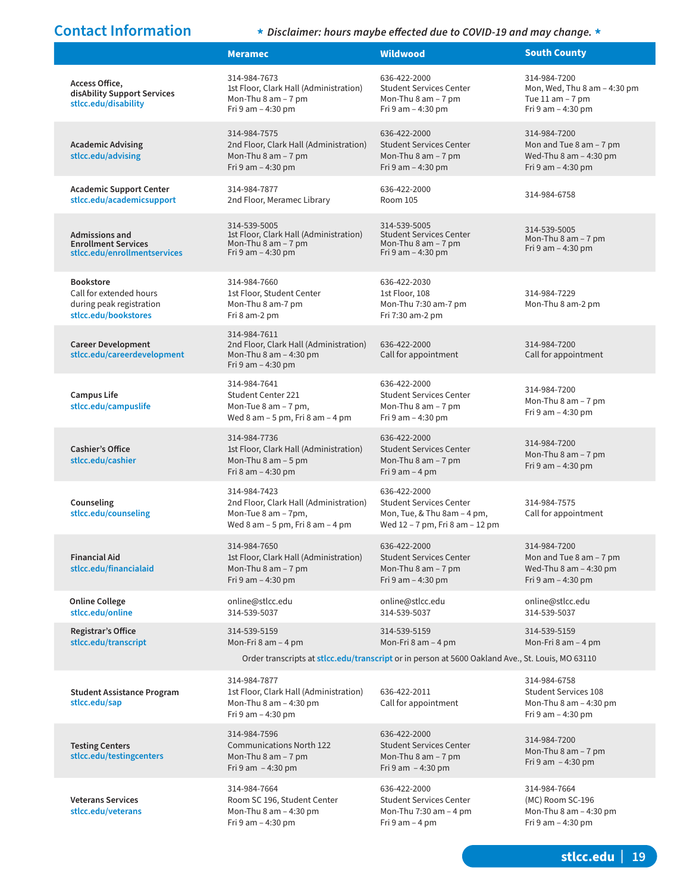## Contact Information

*** Disclaimer: hours maybe effected due to COVID-19 and may change. ***

| | Meramec | Wildwood | South County |
|---|---|---|---|
| **Access Office, disAbility Support Services** stlcc.edu/disability | 314-984-7673<br>1st Floor, Clark Hall (Administration)<br>Mon-Thu 8 am – 7 pm<br>Fri 9 am – 4:30 pm | 636-422-2000<br>Student Services Center<br>Mon-Thu 8 am – 7 pm<br>Fri 9 am – 4:30 pm | 314-984-7200<br>Mon, Wed, Thu 8 am – 4:30 pm<br>Tue 11 am – 7 pm<br>Fri 9 am – 4:30 pm |
| **Academic Advising** stlcc.edu/advising | 314-984-7575<br>2nd Floor, Clark Hall (Administration)<br>Mon-Thu 8 am – 7 pm<br>Fri 9 am – 4:30 pm | 636-422-2000<br>Student Services Center<br>Mon-Thu 8 am – 7 pm<br>Fri 9 am – 4:30 pm | 314-984-7200<br>Mon and Tue 8 am – 7 pm<br>Wed-Thu 8 am – 4:30 pm<br>Fri 9 am – 4:30 pm |
| **Academic Support Center** stlcc.edu/academicsupport | 314-984-7877<br>2nd Floor, Meramec Library | 636-422-2000<br>Room 105 | 314-984-6758 |
| **Admissions and Enrollment Services** stlcc.edu/enrollmentservices | 314-539-5005<br>1st Floor, Clark Hall (Administration)<br>Mon-Thu 8 am – 7 pm<br>Fri 9 am – 4:30 pm | 314-539-5005<br>Student Services Center<br>Mon-Thu 8 am – 7 pm<br>Fri 9 am – 4:30 pm | 314-539-5005<br>Mon-Thu 8 am – 7 pm<br>Fri 9 am – 4:30 pm |
| **Bookstore** Call for extended hours during peak registration stlcc.edu/bookstores | 314-984-7660<br>1st Floor, Student Center<br>Mon-Thu 8 am-7 pm<br>Fri 8 am-2 pm | 636-422-2030<br>1st Floor, 108<br>Mon-Thu 7:30 am-7 pm<br>Fri 7:30 am-2 pm | 314-984-7229<br>Mon-Thu 8 am-2 pm |
| **Career Development** stlcc.edu/careerdevelopment | 314-984-7611<br>2nd Floor, Clark Hall (Administration)<br>Mon-Thu 8 am – 4:30 pm<br>Fri 9 am – 4:30 pm | 636-422-2000<br>Call for appointment | 314-984-7200<br>Call for appointment |
| **Campus Life** stlcc.edu/campuslife | 314-984-7641<br>Student Center 221<br>Mon-Tue 8 am – 7 pm,<br>Wed 8 am – 5 pm, Fri 8 am – 4 pm | 636-422-2000<br>Student Services Center<br>Mon-Thu 8 am – 7 pm<br>Fri 9 am – 4:30 pm | 314-984-7200<br>Mon-Thu 8 am – 7 pm<br>Fri 9 am – 4:30 pm |
| **Cashier's Office** stlcc.edu/cashier | 314-984-7736<br>1st Floor, Clark Hall (Administration)<br>Mon-Thu 8 am – 5 pm<br>Fri 8 am – 4:30 pm | 636-422-2000<br>Student Services Center<br>Mon-Thu 8 am – 7 pm<br>Fri 9 am – 4 pm | 314-984-7200<br>Mon-Thu 8 am – 7 pm<br>Fri 9 am – 4:30 pm |
| **Counseling** stlcc.edu/counseling | 314-984-7423<br>2nd Floor, Clark Hall (Administration)<br>Mon-Tue 8 am – 7pm,<br>Wed 8 am – 5 pm, Fri 8 am – 4 pm | 636-422-2000<br>Student Services Center<br>Mon, Tue, & Thu 8am – 4 pm,<br>Wed 12 – 7 pm, Fri 8 am – 12 pm | 314-984-7575<br>Call for appointment |
| **Financial Aid** stlcc.edu/financialaid | 314-984-7650<br>1st Floor, Clark Hall (Administration)<br>Mon-Thu 8 am – 7 pm<br>Fri 9 am – 4:30 pm | 636-422-2000<br>Student Services Center<br>Mon-Thu 8 am – 7 pm<br>Fri 9 am – 4:30 pm | 314-984-7200<br>Mon and Tue 8 am – 7 pm<br>Wed-Thu 8 am – 4:30 pm<br>Fri 9 am – 4:30 pm |
| **Online College** stlcc.edu/online | online@stlcc.edu<br>314-539-5037 | online@stlcc.edu<br>314-539-5037 | online@stlcc.edu<br>314-539-5037 |
| **Registrar's Office** stlcc.edu/transcript | 314-539-5159<br>Mon-Fri 8 am – 4 pm | 314-539-5159<br>Mon-Fri 8 am – 4 pm | 314-539-5159<br>Mon-Fri 8 am – 4 pm |
| | Order transcripts at stlcc.edu/transcript or in person at 5600 Oakland Ave., St. Louis, MO 63110 | | |
| **Student Assistance Program** stlcc.edu/sap | 314-984-7877<br>1st Floor, Clark Hall (Administration)<br>Mon-Thu 8 am – 4:30 pm<br>Fri 9 am – 4:30 pm | 636-422-2011<br>Call for appointment | 314-984-6758<br>Student Services 108<br>Mon-Thu 8 am – 4:30 pm<br>Fri 9 am – 4:30 pm |
| **Testing Centers** stlcc.edu/testingcenters | 314-984-7596<br>Communications North 122<br>Mon-Thu 8 am – 7 pm<br>Fri 9 am – 4:30 pm | 636-422-2000<br>Student Services Center<br>Mon-Thu 8 am – 7 pm<br>Fri 9 am – 4:30 pm | 314-984-7200<br>Mon-Thu 8 am – 7 pm<br>Fri 9 am – 4:30 pm |
| **Veterans Services** stlcc.edu/veterans | 314-984-7664<br>Room SC 196, Student Center<br>Mon-Thu 8 am – 4:30 pm<br>Fri 9 am – 4:30 pm | 636-422-2000<br>Student Services Center<br>Mon-Thu 7:30 am – 4 pm<br>Fri 9 am – 4 pm | 314-984-7664<br>(MC) Room SC-196<br>Mon-Thu 8 am – 4:30 pm<br>Fri 9 am – 4:30 pm |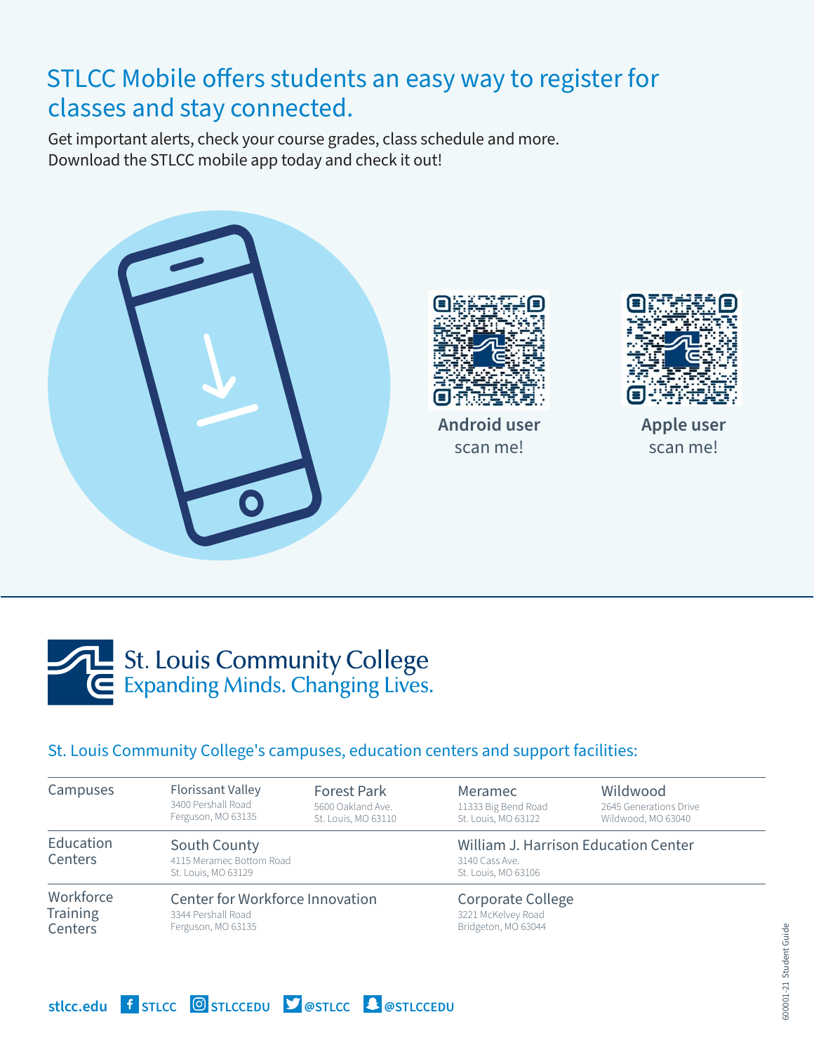## STLCC Mobile offers students an easy way to register for classes and stay connected.

Get important alerts, check your course grades, class schedule and more. Download the STLCC mobile app today and check it out!

**Android user** scan me!

**Apple user** scan me!

St. Louis Community College
Expanding Minds. Changing Lives.

St. Louis Community College's campuses, education centers and support facilities:

| | | | | |
|---|---|---|---|---|
| Campuses | Florissant Valley<br>3400 Pershall Road<br>Ferguson, MO 63135 | Forest Park<br>5600 Oakland Ave.<br>St. Louis, MO 63110 | Meramec<br>11333 Big Bend Road<br>St. Louis, MO 63122 | Wildwood<br>2645 Generations Drive<br>Wildwood, MO 63040 |
| Education Centers | South County<br>4115 Meramec Bottom Road<br>St. Louis, MO 63129 | | William J. Harrison Education Center<br>3140 Cass Ave.<br>St. Louis, MO 63106 | |
| Workforce Training Centers | Center for Workforce Innovation<br>3344 Pershall Road<br>Ferguson, MO 63135 | | Corporate College<br>3221 McKelvey Road<br>Bridgeton, MO 63044 | |

stlcc.edu STLCC STLCCEDU @STLCC @STLCCEDU

600001-21 Student Guide